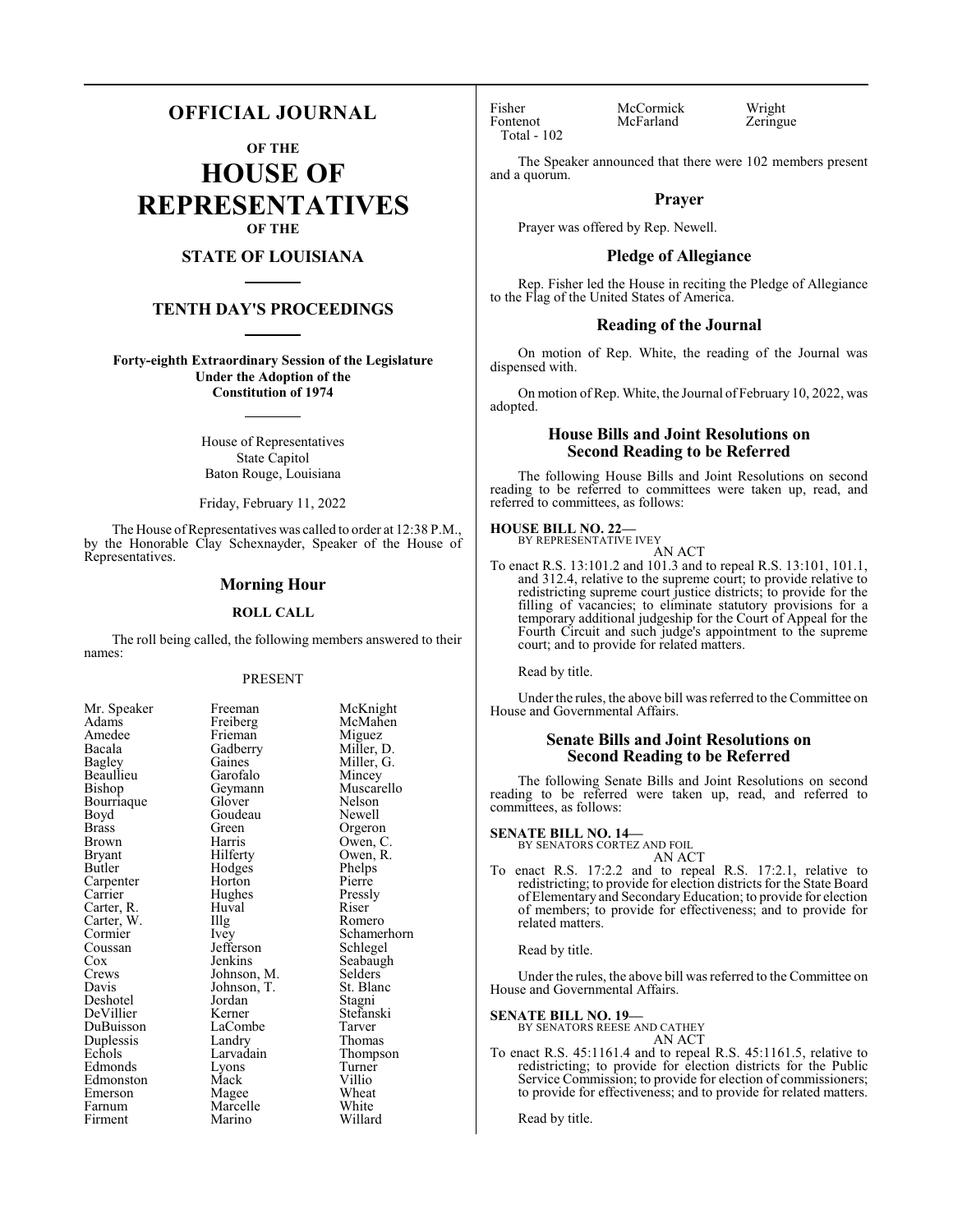# OFFICIAL JOURNAL

## OF THE

# HOUSE OF REPRESENTATIVES

## OF THE

## STATE OF LOUISIANA

## TENTH DAY'S PROCEEDINGS

**Forty-eighth Extraordinary Session of the Legislature Under the Adoption of the Constitution of 1974**

House of Representatives
State Capitol
Baton Rouge, Louisiana

Friday, February 11, 2022

The House of Representatives was called to order at 12:38 P.M., by the Honorable Clay Schexnayder, Speaker of the House of Representatives.

## Morning Hour

### ROLL CALL

The roll being called, the following members answered to their names:

PRESENT

| | | |
|---|---|---|
| Mr. Speaker | Freeman | McKnight |
| Adams | Freiberg | McMahen |
| Amedee | Frieman | Miguez |
| Bacala | Gadberry | Miller, D. |
| Bagley | Gaines | Miller, G. |
| Beaullieu | Garofalo | Mincey |
| Bishop | Geymann | Muscarello |
| Bourriaque | Glover | Nelson |
| Boyd | Goudeau | Newell |
| Brass | Green | Orgeron |
| Brown | Harris | Owen, C. |
| Bryant | Hilferty | Owen, R. |
| Butler | Hodges | Phelps |
| Carpenter | Horton | Pierre |
| Carrier | Hughes | Pressly |
| Carter, R. | Huval | Riser |
| Carter, W. | Illg | Romero |
| Cormier | Ivey | Schamerhorn |
| Coussan | Jefferson | Schlegel |
| Cox | Jenkins | Seabaugh |
| Crews | Johnson, M. | Selders |
| Davis | Johnson, T. | St. Blanc |
| Deshotel | Jordan | Stagni |
| DeVillier | Kerner | Stefanski |
| DuBuisson | LaCombe | Tarver |
| Duplessis | Landry | Thomas |
| Echols | Larvadain | Thompson |
| Edmonds | Lyons | Turner |
| Edmonston | Mack | Villio |
| Emerson | Magee | Wheat |
| Farnum | Marcelle | White |
| Firment | Marino | Willard |
| Fisher | McCormick | Wright |
| Fontenot | McFarland | Zeringue |

Total - 102

The Speaker announced that there were 102 members present and a quorum.

## Prayer

Prayer was offered by Rep. Newell.

## Pledge of Allegiance

Rep. Fisher led the House in reciting the Pledge of Allegiance to the Flag of the United States of America.

## Reading of the Journal

On motion of Rep. White, the reading of the Journal was dispensed with.

On motion of Rep. White, the Journal of February 10, 2022, was adopted.

## House Bills and Joint Resolutions on Second Reading to be Referred

The following House Bills and Joint Resolutions on second reading to be referred to committees were taken up, read, and referred to committees, as follows:

**HOUSE BILL NO. 22—**
BY REPRESENTATIVE IVEY
AN ACT

To enact R.S. 13:101.2 and 101.3 and to repeal R.S. 13:101, 101.1, and 312.4, relative to the supreme court; to provide relative to redistricting supreme court justice districts; to provide for the filling of vacancies; to eliminate statutory provisions for a temporary additional judgeship for the Court of Appeal for the Fourth Circuit and such judge's appointment to the supreme court; and to provide for related matters.

Read by title.

Under the rules, the above bill was referred to the Committee on House and Governmental Affairs.

## Senate Bills and Joint Resolutions on Second Reading to be Referred

The following Senate Bills and Joint Resolutions on second reading to be referred were taken up, read, and referred to committees, as follows:

**SENATE BILL NO. 14—**
BY SENATORS CORTEZ AND FOIL
AN ACT

To enact R.S. 17:2.2 and to repeal R.S. 17:2.1, relative to redistricting; to provide for election districts for the State Board of Elementary and Secondary Education; to provide for election of members; to provide for effectiveness; and to provide for related matters.

Read by title.

Under the rules, the above bill was referred to the Committee on House and Governmental Affairs.

**SENATE BILL NO. 19—**
BY SENATORS REESE AND CATHEY
AN ACT

To enact R.S. 45:1161.4 and to repeal R.S. 45:1161.5, relative to redistricting; to provide for election districts for the Public Service Commission; to provide for election of commissioners; to provide for effectiveness; and to provide for related matters.

Read by title.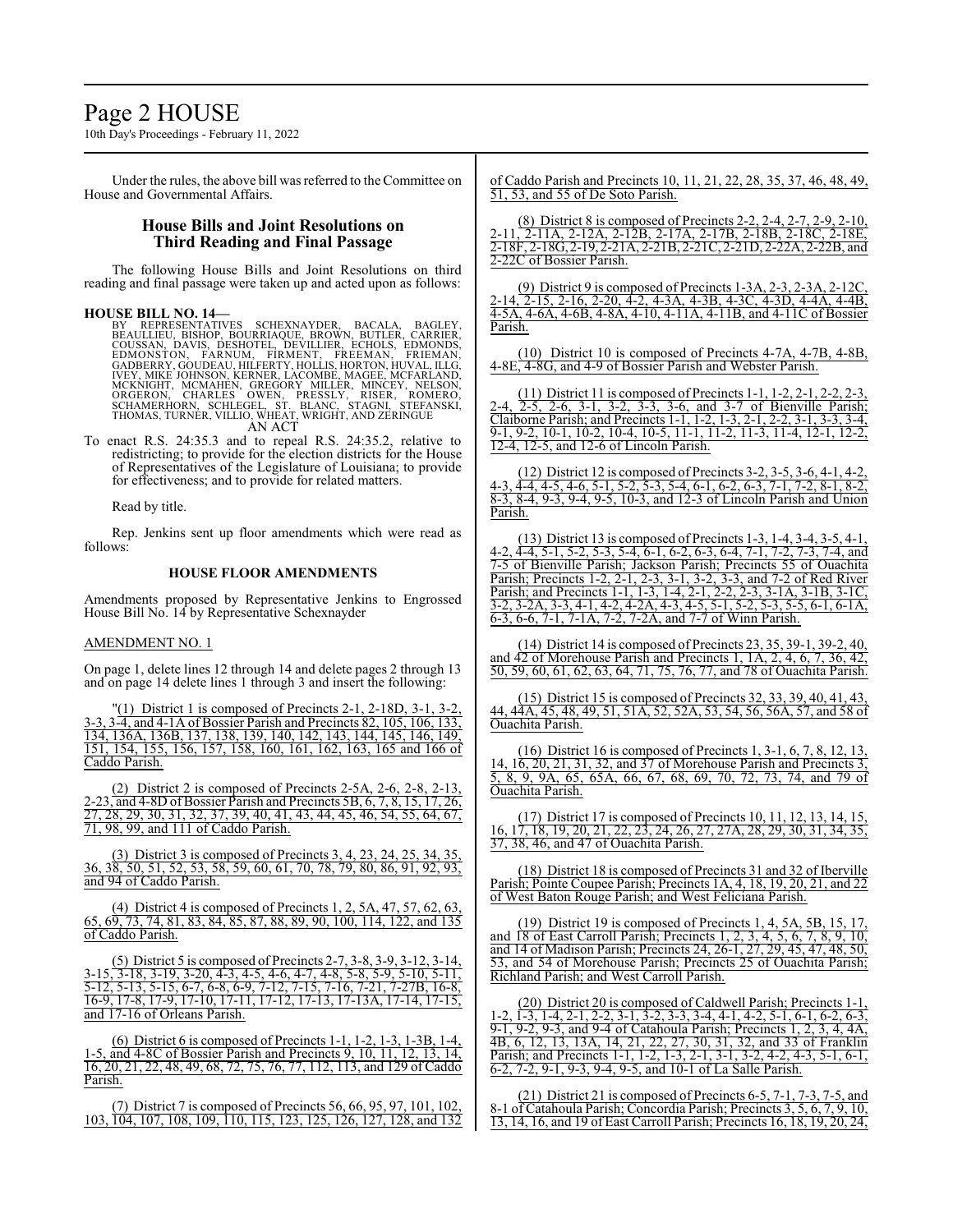Under the rules, the above bill was referred to the Committee on House and Governmental Affairs.

## House Bills and Joint Resolutions on Third Reading and Final Passage

The following House Bills and Joint Resolutions on third reading and final passage were taken up and acted upon as follows:

**HOUSE BILL NO. 14—**

BY REPRESENTATIVES SCHEXNAYDER, BACALA, BAGLEY, BEAULLIEU, BISHOP, BOURRIAQUE, BROWN, BUTLER, CARRIER, COUSSAN, DAVIS, DESHOTEL, DEVILLIER, ECHOLS, EDMONDS, EDMONSTON, FARNUM, FIRMENT, FREEMAN, FRIEMAN, GADBERRY, GOUDEAU, HILFERTY, HOLLIS, HORTON, HUVAL, ILLG, IVEY, MIKE JOHNSON, KERNER, LACOMBE, MAGEE, MCFARLAND, MCKNIGHT, MCMAHEN, GREGORY MILLER, MINCEY, NELSON, ORGERON, CHARLES OWEN, PRESSLY, RISER, ROMERO, SCHAMERHORN, SCHLEGEL, ST. BLANC, STAGNI, STEFANSKI, THOMAS, TURNER, VILLIO, WHEAT, WRIGHT, AND ZERINGUE

AN ACT

To enact R.S. 24:35.3 and to repeal R.S. 24:35.2, relative to redistricting; to provide for the election districts for the House of Representatives of the Legislature of Louisiana; to provide for effectiveness; and to provide for related matters.

Read by title.

Rep. Jenkins sent up floor amendments which were read as follows:

**HOUSE FLOOR AMENDMENTS**

Amendments proposed by Representative Jenkins to Engrossed House Bill No. 14 by Representative Schexnayder

AMENDMENT NO. 1

On page 1, delete lines 12 through 14 and delete pages 2 through 13 and on page 14 delete lines 1 through 3 and insert the following:

"(1) District 1 is composed of Precincts 2-1, 2-18D, 3-1, 3-2, 3-3, 3-4, and 4-1A of Bossier Parish and Precincts 82, 105, 106, 133, 134, 136A, 136B, 137, 138, 139, 140, 142, 143, 144, 145, 146, 149, 151, 154, 155, 156, 157, 158, 160, 161, 162, 163, 165 and 166 of Caddo Parish.

(2) District 2 is composed of Precincts 2-5A, 2-6, 2-8, 2-13, 2-23, and 4-8D of Bossier Parish and Precincts 5B, 6, 7, 8, 15, 17, 26, 27, 28, 29, 30, 31, 32, 37, 39, 40, 41, 43, 44, 45, 46, 54, 55, 64, 67, 71, 98, 99, and 111 of Caddo Parish.

(3) District 3 is composed of Precincts 3, 4, 23, 24, 25, 34, 35, 36, 38, 50, 51, 52, 53, 58, 59, 60, 61, 70, 78, 79, 80, 86, 91, 92, 93, and 94 of Caddo Parish.

(4) District 4 is composed of Precincts 1, 2, 5A, 47, 57, 62, 63, 65, 69, 73, 74, 81, 83, 84, 85, 87, 88, 89, 90, 100, 114, 122, and 135 of Caddo Parish.

(5) District 5 is composed of Precincts 2-7, 3-8, 3-9, 3-12, 3-14, 3-15, 3-18, 3-19, 3-20, 4-3, 4-5, 4-6, 4-7, 4-8, 5-8, 5-9, 5-10, 5-11, 5-12, 5-13, 5-15, 6-7, 6-8, 6-9, 7-12, 7-15, 7-16, 7-21, 7-27B, 16-8, 16-9, 17-8, 17-9, 17-10, 17-11, 17-12, 17-13, 17-13A, 17-14, 17-15, and 17-16 of Orleans Parish.

(6) District 6 is composed of Precincts 1-1, 1-2, 1-3, 1-3B, 1-4, 1-5, and 4-8C of Bossier Parish and Precincts 9, 10, 11, 12, 13, 14, 16, 20, 21, 22, 48, 49, 68, 72, 75, 76, 77, 112, 113, and 129 of Caddo Parish.

(7) District 7 is composed of Precincts 56, 66, 95, 97, 101, 102, 103, 104, 107, 108, 109, 110, 115, 123, 125, 126, 127, 128, and 132 of Caddo Parish and Precincts 10, 11, 21, 22, 28, 35, 37, 46, 48, 49, 51, 53, and 55 of De Soto Parish.

(8) District 8 is composed of Precincts 2-2, 2-4, 2-7, 2-9, 2-10, 2-11, 2-11A, 2-12A, 2-12B, 2-17A, 2-17B, 2-18B, 2-18C, 2-18E, 2-18F, 2-18G, 2-19, 2-21A, 2-21B, 2-21C, 2-21D, 2-22A, 2-22B, and 2-22C of Bossier Parish.

(9) District 9 is composed of Precincts 1-3A, 2-3, 2-3A, 2-12C, 2-14, 2-15, 2-16, 2-20, 4-2, 4-3A, 4-3B, 4-3C, 4-3D, 4-4A, 4-4B, 4-5A, 4-6A, 4-6B, 4-8A, 4-10, 4-11A, 4-11B, and 4-11C of Bossier Parish.

(10) District 10 is composed of Precincts 4-7A, 4-7B, 4-8B, 4-8E, 4-8G, and 4-9 of Bossier Parish and Webster Parish.

(11) District 11 is composed of Precincts 1-1, 1-2, 2-1, 2-2, 2-3, 2-4, 2-5, 2-6, 3-1, 3-2, 3-3, 3-6, and 3-7 of Bienville Parish; Claiborne Parish; and Precincts 1-1, 1-2, 1-3, 2-1, 2-2, 3-1, 3-3, 3-4, 9-1, 9-2, 10-1, 10-2, 10-4, 10-5, 11-1, 11-2, 11-3, 11-4, 12-1, 12-2, 12-4, 12-5, and 12-6 of Lincoln Parish.

(12) District 12 is composed of Precincts 3-2, 3-5, 3-6, 4-1, 4-2, 4-3, 4-4, 4-5, 4-6, 5-1, 5-2, 5-3, 5-4, 6-1, 6-2, 6-3, 7-1, 7-2, 8-1, 8-2, 8-3, 8-4, 9-3, 9-4, 9-5, 10-3, and 12-3 of Lincoln Parish and Union Parish.

(13) District 13 is composed of Precincts 1-3, 1-4, 3-4, 3-5, 4-1, 4-2, 4-4, 5-1, 5-2, 5-3, 5-4, 6-1, 6-2, 6-3, 6-4, 7-1, 7-2, 7-3, 7-4, and 7-5 of Bienville Parish; Jackson Parish; Precincts 55 of Ouachita Parish; Precincts 1-2, 2-1, 2-3, 3-1, 3-2, 3-3, and 7-2 of Red River Parish; and Precincts 1-1, 1-3, 1-4, 2-1, 2-2, 2-3, 3-1A, 3-1B, 3-1C, 3-2, 3-2A, 3-3, 4-1, 4-2, 4-2A, 4-3, 4-5, 5-1, 5-2, 5-3, 5-5, 6-1, 6-1A, 6-3, 6-6, 7-1, 7-1A, 7-2, 7-2A, and 7-7 of Winn Parish.

(14) District 14 is composed of Precincts 23, 35, 39-1, 39-2, 40, and 42 of Morehouse Parish and Precincts 1, 1A, 2, 4, 6, 7, 36, 42, 50, 59, 60, 61, 62, 63, 64, 71, 75, 76, 77, and 78 of Ouachita Parish.

(15) District 15 is composed of Precincts 32, 33, 39, 40, 41, 43, 44, 44A, 45, 48, 49, 51, 51A, 52, 52A, 53, 54, 56, 56A, 57, and 58 of Ouachita Parish.

(16) District 16 is composed of Precincts 1, 3-1, 6, 7, 8, 12, 13, 14, 16, 20, 21, 31, 32, and 37 of Morehouse Parish and Precincts 3, 5, 8, 9, 9A, 65, 65A, 66, 67, 68, 69, 70, 72, 73, 74, and 79 of Ouachita Parish.

(17) District 17 is composed of Precincts 10, 11, 12, 13, 14, 15, 16, 17, 18, 19, 20, 21, 22, 23, 24, 26, 27, 27A, 28, 29, 30, 31, 34, 35, 37, 38, 46, and 47 of Ouachita Parish.

(18) District 18 is composed of Precincts 31 and 32 of Iberville Parish; Pointe Coupee Parish; Precincts 1A, 4, 18, 19, 20, 21, and 22 of West Baton Rouge Parish; and West Feliciana Parish.

(19) District 19 is composed of Precincts 1, 4, 5A, 5B, 15, 17, and 18 of East Carroll Parish; Precincts 1, 2, 3, 4, 5, 6, 7, 8, 9, 10, and 14 of Madison Parish; Precincts 24, 26-1, 27, 29, 45, 47, 48, 50, 53, and 54 of Morehouse Parish; Precincts 25 of Ouachita Parish; Richland Parish; and West Carroll Parish.

(20) District 20 is composed of Caldwell Parish; Precincts 1-1, 1-2, 1-3, 1-4, 2-1, 2-2, 3-1, 3-2, 3-3, 3-4, 4-1, 4-2, 5-1, 6-1, 6-2, 6-3, 9-1, 9-2, 9-3, and 9-4 of Catahoula Parish; Precincts 1, 2, 3, 4, 4A, 4B, 6, 12, 13, 13A, 14, 21, 22, 27, 30, 31, 32, and 33 of Franklin Parish; and Precincts 1-1, 1-2, 1-3, 2-1, 3-1, 3-2, 4-2, 4-3, 5-1, 6-1, 6-2, 7-2, 9-1, 9-3, 9-4, 9-5, and 10-1 of La Salle Parish.

(21) District 21 is composed of Precincts 6-5, 7-1, 7-3, 7-5, and 8-1 of Catahoula Parish; Concordia Parish; Precincts 3, 5, 6, 7, 9, 10, 13, 14, 16, and 19 of East Carroll Parish; Precincts 16, 18, 19, 20, 24,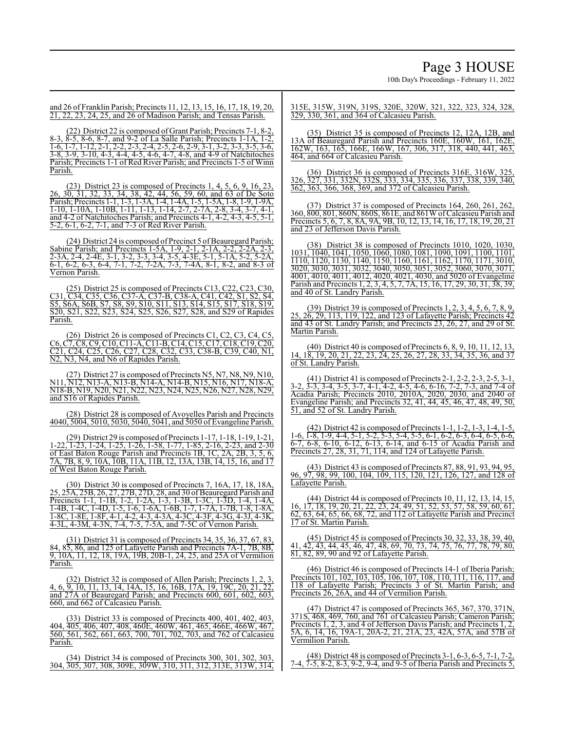and 26 of Franklin Parish; Precincts 11, 12, 13, 15, 16, 17, 18, 19, 20, 21, 22, 23, 24, 25, and 26 of Madison Parish; and Tensas Parish.

(22) District 22 is composed of Grant Parish; Precincts 7-1, 8-2, 8-3, 8-5, 8-6, 8-7, and 9-2 of La Salle Parish; Precincts 1-1A, 1-2, 1-6, 1-7, 1-12, 2-1, 2-2, 2-3, 2-4, 2-5, 2-6, 2-9, 3-1, 3-2, 3-3, 3-5, 3-6, 3-8, 3-9, 3-10, 4-3, 4-4, 4-5, 4-6, 4-7, 4-8, and 4-9 of Natchitoches Parish; Precincts 1-1 of Red River Parish; and Precincts 1-5 of Winn Parish.

(23) District 23 is composed of Precincts 1, 4, 5, 6, 9, 16, 23, 26, 30, 31, 32, 33, 34, 38, 42, 44, 56, 59, 60, and 63 of De Soto Parish; Precincts 1-1, 1-3, 1-3A, 1-4, 1-4A, 1-5, 1-5A, 1-8, 1-9, 1-9A, 1-10, 1-10A, 1-10B, 1-11, 1-13, 1-14, 2-7, 2-7A, 2-8, 3-4, 3-7, 4-1, and 4-2 of Natchitoches Parish; and Precincts 4-1, 4-2, 4-3, 4-5, 5-1, 5-2, 6-1, 6-2, 7-1, and 7-3 of Red River Parish.

(24) District 24 is composed of Precinct 5 of Beauregard Parish; Sabine Parish; and Precincts 1-5A, 1-9, 2-1, 2-1A, 2-2, 2-2A, 2-3, 2-3A, 2-4, 2-4E, 3-1, 3-2, 3-3, 3-4, 3-5, 4-3E, 5-1, 5-1A, 5-2, 5-2A, 6-1, 6-2, 6-3, 6-4, 7-1, 7-2, 7-2A, 7-3, 7-4A, 8-1, 8-2, and 8-3 of Vernon Parish.

(25) District 25 is composed of Precincts C13, C22, C23, C30, C31, C34, C35, C36, C37-A, C37-B, C38-A, C41, C42, S1, S2, S4, S5, S6A, S6B, S7, S8, S9, S10, S11, S13, S14, S15, S17, S18, S19, S20, S21, S22, S23, S24, S25, S26, S27, S28, and S29 of Rapides Parish.

(26) District 26 is composed of Precincts C1, C2, C3, C4, C5, C6, C7, C8, C9, C10, C11-A, C11-B, C14, C15, C17, C18, C19, C20, C21, C24, C25, C26, C27, C28, C32, C33, C38-B, C39, C40, N1, N2, N3, N4, and N6 of Rapides Parish.

(27) District 27 is composed of Precincts N5, N7, N8, N9, N10, N11, N12, N13-A, N13-B, N14-A, N14-B, N15, N16, N17, N18-A, N18-B, N19, N20, N21, N22, N23, N24, N25, N26, N27, N28, N29, and S16 of Rapides Parish.

(28) District 28 is composed of Avoyelles Parish and Precincts 4040, 5004, 5010, 5030, 5040, 5041, and 5050 of Evangeline Parish.

(29) District 29 is composed of Precincts 1-17, 1-18, 1-19, 1-21, 1-22, 1-23, 1-24, 1-25, 1-26, 1-58, 1-77, 1-85, 2-16, 2-23, and 2-30 of East Baton Rouge Parish and Precincts 1B, 1C, 2A, 2B, 3, 5, 6, 7A, 7B, 8, 9, 10A, 10B, 11A, 11B, 12, 13A, 13B, 14, 15, 16, and 17 of West Baton Rouge Parish.

(30) District 30 is composed of Precincts 7, 16A, 17, 18, 18A, 25, 25A, 25B, 26, 27, 27B, 27D, 28, and 30 of Beauregard Parish and Precincts 1-1, 1-1B, 1-2, 1-2A, 1-3, 1-3B, 1-3C, 1-3D, 1-4, 1-4A, 1-4B, 1-4C, 1-4D, 1-5, 1-6, 1-6A, 1-6B, 1-7, 1-7A, 1-7B, 1-8, 1-8A, 1-8C, 1-8E, 1-8F, 4-1, 4-2, 4-3, 4-3A, 4-3C, 4-3F, 4-3G, 4-3J, 4-3K, 4-3L, 4-3M, 4-3N, 7-4, 7-5, 7-5A, and 7-5C of Vernon Parish.

(31) District 31 is composed of Precincts 34, 35, 36, 37, 67, 83, 84, 85, 86, and 125 of Lafayette Parish and Precincts 7A-1, 7B, 8B, 9, 10A, 11, 12, 18, 19A, 19B, 20B-1, 24, 25, and 25A of Vermilion Parish.

(32) District 32 is composed of Allen Parish; Precincts 1, 2, 3, 4, 6, 9, 10, 11, 13, 14, 14A, 15, 16, 16B, 17A, 19, 19C, 20, 21, 22, and 27A of Beauregard Parish; and Precincts 600, 601, 602, 603, 660, and 662 of Calcasieu Parish.

(33) District 33 is composed of Precincts 400, 401, 402, 403, 404, 405, 406, 407, 408, 460E, 460W, 461, 465, 466E, 466W, 467, 560, 561, 562, 661, 663, 700, 701, 702, 703, and 762 of Calcasieu Parish.

(34) District 34 is composed of Precincts 300, 301, 302, 303, 304, 305, 307, 308, 309E, 309W, 310, 311, 312, 313E, 313W, 314, 315E, 315W, 319N, 319S, 320E, 320W, 321, 322, 323, 324, 328, 329, 330, 361, and 364 of Calcasieu Parish.

(35) District 35 is composed of Precincts 12, 12A, 12B, and 13A of Beauregard Parish and Precincts 160E, 160W, 161, 162E, 162W, 163, 165, 166E, 166W, 167, 306, 317, 318, 440, 441, 463, 464, and 664 of Calcasieu Parish.

(36) District 36 is composed of Precincts 316E, 316W, 325, 326, 327, 331, 332N, 332S, 333, 334, 335, 336, 337, 338, 339, 340, 362, 363, 366, 368, 369, and 372 of Calcasieu Parish.

(37) District 37 is composed of Precincts 164, 260, 261, 262, 360, 800, 801, 860N, 860S, 861E, and 861W of Calcasieu Parish and Precincts 5, 6, 7, 8, 8A, 9A, 9B, 10, 12, 13, 14, 16, 17, 18, 19, 20, 21 and 23 of Jefferson Davis Parish.

(38) District 38 is composed of Precincts 1010, 1020, 1030, 1031, 1040, 1041, 1050, 1060, 1080, 1081, 1090, 1091, 1100, 1101, 1110, 1120, 1130, 1140, 1150, 1160, 1161, 1162, 1170, 1171, 3010, 3020, 3030, 3031, 3032, 3040, 3050, 3051, 3052, 3060, 3070, 3071, 4001, 4010, 4011, 4012, 4020, 4021, 4030, and 5020 of Evangeline Parish and Precincts 1, 2, 3, 4, 5, 7, 7A, 15, 16, 17, 29, 30, 31, 38, 39, and 40 of St. Landry Parish.

(39) District 39 is composed of Precincts 1, 2, 3, 4, 5, 6, 7, 8, 9, 25, 26, 29, 113, 119, 122, and 123 of Lafayette Parish; Precincts 42 and 43 of St. Landry Parish; and Precincts 23, 26, 27, and 29 of St. Martin Parish.

(40) District 40 is composed of Precincts 6, 8, 9, 10, 11, 12, 13, 14, 18, 19, 20, 21, 22, 23, 24, 25, 26, 27, 28, 33, 34, 35, 36, and 37 of St. Landry Parish.

(41) District 41 is composed of Precincts 2-1, 2-2, 2-3, 2-5, 3-1, 3-2, 3-3, 3-4, 3-5, 3-7, 4-1, 4-2, 4-5, 4-6, 6-16, 7-2, 7-3, and 7-4 of Acadia Parish; Precincts 2010, 2010A, 2020, 2030, and 2040 of Evangeline Parish; and Precincts 32, 41, 44, 45, 46, 47, 48, 49, 50, 51, and 52 of St. Landry Parish.

(42) District 42 is composed of Precincts 1-1, 1-2, 1-3, 1-4, 1-5, 1-6, 1-8, 1-9, 4-4, 5-1, 5-2, 5-3, 5-4, 5-5, 6-1, 6-2, 6-3, 6-4, 6-5, 6-6, 6-7, 6-8, 6-10, 6-12, 6-13, 6-14, and 6-15 of Acadia Parish and Precincts 27, 28, 31, 71, 114, and 124 of Lafayette Parish.

(43) District 43 is composed of Precincts 87, 88, 91, 93, 94, 95, 96, 97, 98, 99, 100, 104, 109, 115, 120, 121, 126, 127, and 128 of Lafayette Parish.

(44) District 44 is composed of Precincts 10, 11, 12, 13, 14, 15, 16, 17, 18, 19, 20, 21, 22, 23, 24, 49, 51, 52, 53, 57, 58, 59, 60, 61, 62, 63, 64, 65, 66, 68, 72, and 112 of Lafayette Parish and Precinct 17 of St. Martin Parish.

(45) District 45 is composed of Precincts 30, 32, 33, 38, 39, 40, 41, 42, 43, 44, 45, 46, 47, 48, 69, 70, 73, 74, 75, 76, 77, 78, 79, 80, 81, 82, 89, 90 and 92 of Lafayette Parish.

(46) District 46 is composed of Precincts 14-1 of Iberia Parish; Precincts 101, 102, 103, 105, 106, 107, 108, 110, 111, 116, 117, and 118 of Lafayette Parish; Precincts 3 of St. Martin Parish; and Precincts 26, 26A, and 44 of Vermilion Parish.

(47) District 47 is composed of Precincts 365, 367, 370, 371N, 371S, 468, 469, 760, and 761 of Calcasieu Parish; Cameron Parish; Precincts 1, 2, 3, and 4 of Jefferson Davis Parish; and Precincts 1, 2, 5A, 6, 14, 16, 19A-1, 20A-2, 21, 21A, 23, 42A, 57A, and 57B of Vermilion Parish.

(48) District 48 is composed of Precincts 3-1, 6-3, 6-5, 7-1, 7-2, 7-4, 7-5, 8-2, 8-3, 9-2, 9-4, and 9-5 of Iberia Parish and Precincts 5,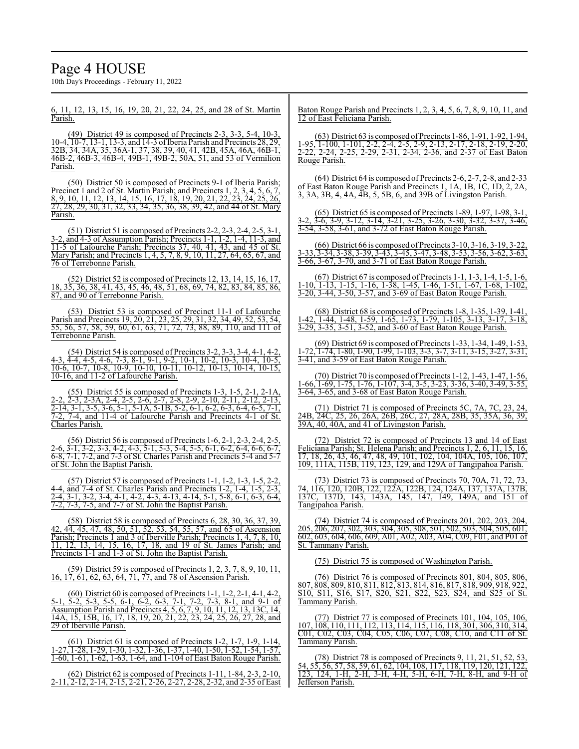6, 11, 12, 13, 15, 16, 19, 20, 21, 22, 24, 25, and 28 of St. Martin Parish.

(49) District 49 is composed of Precincts 2-3, 3-3, 5-4, 10-3, 10-4, 10-7, 13-1, 13-3, and 14-3 of Iberia Parish and Precincts 28, 29, 32B, 34, 34A, 35, 36A-1, 37, 38, 39, 40, 41, 42B, 45A, 46A, 46B-1, 46B-2, 46B-3, 46B-4, 49B-1, 49B-2, 50A, 51, and 53 of Vermilion Parish.

(50) District 50 is composed of Precincts 9-1 of Iberia Parish; Precinct 1 and 2 of St. Martin Parish; and Precincts 1, 2, 3, 4, 5, 6, 7, 8, 9, 10, 11, 12, 13, 14, 15, 16, 17, 18, 19, 20, 21, 22, 23, 24, 25, 26, 27, 28, 29, 30, 31, 32, 33, 34, 35, 36, 38, 39, 42, and 44 of St. Mary Parish.

(51) District 51 is composed of Precincts 2-2, 2-3, 2-4, 2-5, 3-1, 3-2, and 4-3 of Assumption Parish; Precincts 1-1, 1-2, 1-4, 11-3, and 11-5 of Lafourche Parish; Precincts 37, 40, 41, 43, and 45 of St. Mary Parish; and Precincts 1, 4, 5, 7, 8, 9, 10, 11, 27, 64, 65, 67, and 76 of Terrebonne Parish.

(52) District 52 is composed of Precincts 12, 13, 14, 15, 16, 17, 18, 35, 36, 38, 41, 43, 45, 46, 48, 51, 68, 69, 74, 82, 83, 84, 85, 86, 87, and 90 of Terrebonne Parish.

(53) District 53 is composed of Precinct 11-1 of Lafourche Parish and Precincts 19, 20, 21, 23, 25, 29, 31, 32, 34, 49, 52, 53, 54, 55, 56, 57, 58, 59, 60, 61, 63, 71, 72, 73, 88, 89, 110, and 111 of Terrebonne Parish.

(54) District 54 is composed of Precincts 3-2, 3-3, 3-4, 4-1, 4-2, 4-3, 4-4, 4-5, 4-6, 7-3, 8-1, 9-1, 9-2, 10-1, 10-2, 10-3, 10-4, 10-5, 10-6, 10-7, 10-8, 10-9, 10-10, 10-11, 10-12, 10-13, 10-14, 10-15, 10-16, and 11-2 of Lafourche Parish.

(55) District 55 is composed of Precincts 1-3, 1-5, 2-1, 2-1A, 2-2, 2-3, 2-3A, 2-4, 2-5, 2-6, 2-7, 2-8, 2-9, 2-10, 2-11, 2-12, 2-13, 2-14, 3-1, 3-5, 3-6, 5-1, 5-1A, 5-1B, 5-2, 6-1, 6-2, 6-3, 6-4, 6-5, 7-1, 7-2, 7-4, and 11-4 of Lafourche Parish and Precincts 4-1 of St. Charles Parish.

(56) District 56 is composed of Precincts 1-6, 2-1, 2-3, 2-4, 2-5, 2-6, 3-1, 3-2, 3-3, 4-2, 4-3, 5-1, 5-3, 5-4, 5-5, 6-1, 6-2, 6-4, 6-6, 6-7, 6-8, 7-1, 7-2, and 7-3 of St. Charles Parish and Precincts 5-4 and 5-7 of St. John the Baptist Parish.

(57) District 57 is composed of Precincts 1-1, 1-2, 1-3, 1-5, 2-2, 4-4, and 7-4 of St. Charles Parish and Precincts 1-2, 1-4, 1-5, 2-3, 2-4, 3-1, 3-2, 3-4, 4-1, 4-2, 4-3, 4-13, 4-14, 5-1, 5-8, 6-1, 6-3, 6-4, 7-2, 7-3, 7-5, and 7-7 of St. John the Baptist Parish.

(58) District 58 is composed of Precincts 6, 28, 30, 36, 37, 39, 42, 44, 45, 47, 48, 50, 51, 52, 53, 54, 55, 57, and 65 of Ascension Parish; Precincts 1 and 3 of Iberville Parish; Precincts 1, 4, 7, 8, 10, 11, 12, 13, 14, 15, 16, 17, 18, and 19 of St. James Parish; and Precincts 1-1 and 1-3 of St. John the Baptist Parish.

(59) District 59 is composed of Precincts 1, 2, 3, 7, 8, 9, 10, 11, 16, 17, 61, 62, 63, 64, 71, 77, and 78 of Ascension Parish.

(60) District 60 is composed of Precincts 1-1, 1-2, 2-1, 4-1, 4-2, 5-1, 5-2, 5-3, 5-5, 6-1, 6-2, 6-3, 7-1, 7-2, 7-3, 8-1, and 9-1 of Assumption Parish and Precincts 4, 5, 6, 7, 9, 10, 11, 12, 13, 13C, 14, 14A, 15, 15B, 16, 17, 18, 19, 20, 21, 22, 23, 24, 25, 26, 27, 28, and 29 of Iberville Parish.

(61) District 61 is composed of Precincts 1-2, 1-7, 1-9, 1-14, 1-27, 1-28, 1-29, 1-30, 1-32, 1-36, 1-37, 1-40, 1-50, 1-52, 1-54, 1-57, 1-60, 1-61, 1-62, 1-63, 1-64, and 1-104 of East Baton Rouge Parish.

(62) District 62 is composed of Precincts 1-11, 1-84, 2-3, 2-10, 2-11, 2-12, 2-14, 2-15, 2-21, 2-26, 2-27, 2-28, 2-32, and 2-35 of East Baton Rouge Parish and Precincts 1, 2, 3, 4, 5, 6, 7, 8, 9, 10, 11, and 12 of East Feliciana Parish.

(63) District 63 is composed of Precincts 1-86, 1-91, 1-92, 1-94, 1-95, 1-100, 1-101, 2-2, 2-4, 2-5, 2-9, 2-13, 2-17, 2-18, 2-19, 2-20, 2-22, 2-24, 2-25, 2-29, 2-31, 2-34, 2-36, and 2-37 of East Baton Rouge Parish.

(64) District 64 is composed of Precincts 2-6, 2-7, 2-8, and 2-33 of East Baton Rouge Parish and Precincts 1, 1A, 1B, 1C, 1D, 2, 2A, 3, 3A, 3B, 4, 4A, 4B, 5, 5B, 6, and 39B of Livingston Parish.

(65) District 65 is composed of Precincts 1-89, 1-97, 1-98, 3-1, 3-2, 3-6, 3-9, 3-12, 3-14, 3-21, 3-25, 3-26, 3-30, 3-32, 3-37, 3-46, 3-54, 3-58, 3-61, and 3-72 of East Baton Rouge Parish.

(66) District 66 is composed of Precincts 3-10, 3-16, 3-19, 3-22, 3-33, 3-34, 3-38, 3-39, 3-43, 3-45, 3-47, 3-48, 3-53, 3-56, 3-62, 3-63, 3-66, 3-67, 3-70, and 3-71 of East Baton Rouge Parish.

(67) District 67 is composed of Precincts 1-1, 1-3, 1-4, 1-5, 1-6, 1-10, 1-13, 1-15, 1-16, 1-38, 1-45, 1-46, 1-51, 1-67, 1-68, 1-102, 3-20, 3-44, 3-50, 3-57, and 3-69 of East Baton Rouge Parish.

(68) District 68 is composed of Precincts 1-8, 1-35, 1-39, 1-41, 1-42, 1-44, 1-48, 1-59, 1-65, 1-73, 1-79, 1-105, 3-13, 3-17, 3-18, 3-29, 3-35, 3-51, 3-52, and 3-60 of East Baton Rouge Parish.

(69) District 69 is composed of Precincts 1-33, 1-34, 1-49, 1-53, 1-72, 1-74, 1-80, 1-90, 1-99, 1-103, 3-3, 3-7, 3-11, 3-15, 3-27, 3-31, 3-41, and 3-59 of East Baton Rouge Parish.

(70) District 70 is composed of Precincts 1-12, 1-43, 1-47, 1-56, 1-66, 1-69, 1-75, 1-76, 1-107, 3-4, 3-5, 3-23, 3-36, 3-40, 3-49, 3-55, 3-64, 3-65, and 3-68 of East Baton Rouge Parish.

(71) District 71 is composed of Precincts 5C, 7A, 7C, 23, 24, 24B, 24C, 25, 26, 26A, 26B, 26C, 27, 28A, 28B, 35, 35A, 36, 39, 39A, 40, 40A, and 41 of Livingston Parish.

(72) District 72 is composed of Precincts 13 and 14 of East Feliciana Parish; St. Helena Parish; and Precincts 1, 2, 6, 11, 15, 16, 17, 18, 26, 43, 46, 47, 48, 49, 101, 102, 104, 104A, 105, 106, 107, 109, 111A, 115B, 119, 123, 129, and 129A of Tangipahoa Parish.

(73) District 73 is composed of Precincts 70, 70A, 71, 72, 73, 74, 116, 120, 120B, 122, 122A, 122B, 124, 124A, 137, 137A, 137B, 137C, 137D, 143, 143A, 145, 147, 149, 149A, and 151 of Tangipahoa Parish.

(74) District 74 is composed of Precincts 201, 202, 203, 204, 205, 206, 207, 302, 303, 304, 305, 308, 501, 502, 503, 504, 505, 601, 602, 603, 604, 606, 609, A01, A02, A03, A04, C09, F01, and P01 of St. Tammany Parish.

(75) District 75 is composed of Washington Parish.

(76) District 76 is composed of Precincts 801, 804, 805, 806, 807, 808, 809, 810, 811, 812, 813, 814, 816, 817, 818, 909, 918, 922, S10, S11, S16, S17, S20, S21, S22, S23, S24, and S25 of St. Tammany Parish.

(77) District 77 is composed of Precincts 101, 104, 105, 106, 107, 108, 110, 111, 112, 113, 114, 115, 116, 118, 301, 306, 310, 314, C01, C02, C03, C04, C05, C06, C07, C08, C10, and C11 of St. Tammany Parish.

(78) District 78 is composed of Precincts 9, 11, 21, 51, 52, 53, 54, 55, 56, 57, 58, 59, 61, 62, 104, 108, 117, 118, 119, 120, 121, 122, 123, 124, 1-H, 2-H, 3-H, 4-H, 5-H, 6-H, 7-H, 8-H, and 9-H of Jefferson Parish.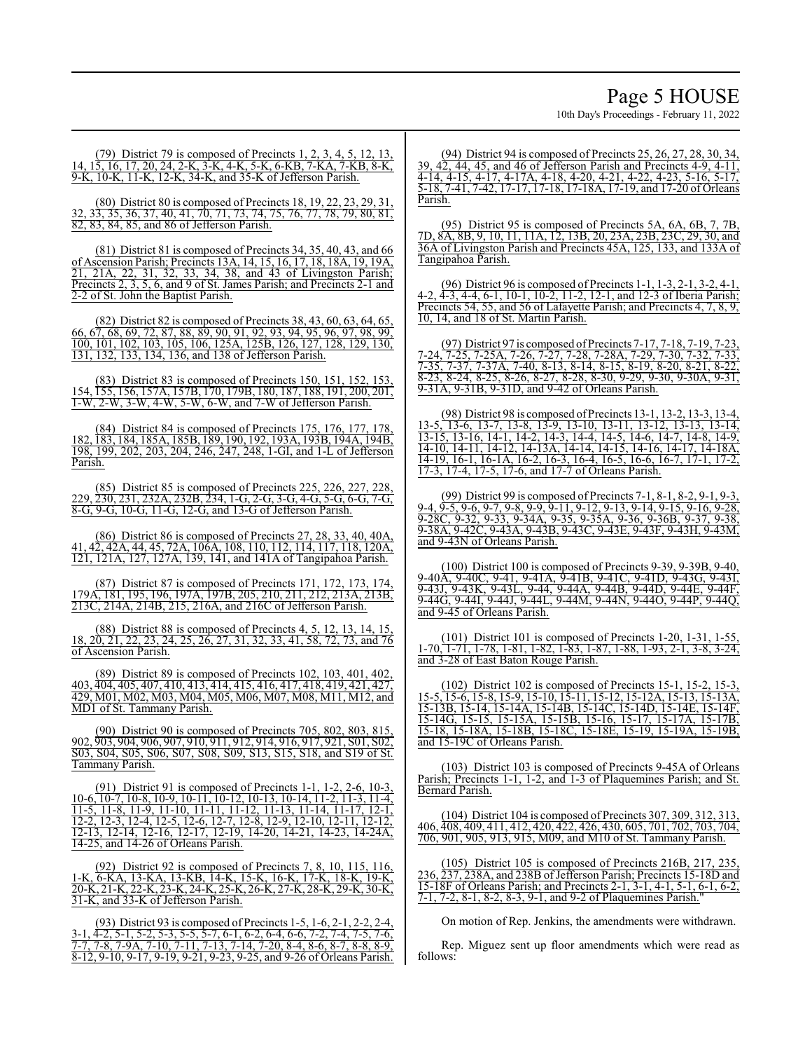(79) District 79 is composed of Precincts 1, 2, 3, 4, 5, 12, 13, 14, 15, 16, 17, 20, 24, 2-K, 3-K, 4-K, 5-K, 6-KB, 7-KA, 7-KB, 8-K, 9-K, 10-K, 11-K, 12-K, 34-K, and 35-K of Jefferson Parish.

(80) District 80 is composed of Precincts 18, 19, 22, 23, 29, 31, 32, 33, 35, 36, 37, 40, 41, 70, 71, 73, 74, 75, 76, 77, 78, 79, 80, 81, 82, 83, 84, 85, and 86 of Jefferson Parish.

(81) District 81 is composed of Precincts 34, 35, 40, 43, and 66 of Ascension Parish; Precincts 13A, 14, 15, 16, 17, 18, 18A, 19, 19A, 21, 21A, 22, 31, 32, 33, 34, 38, and 43 of Livingston Parish; Precincts 2, 3, 5, 6, and 9 of St. James Parish; and Precincts 2-1 and 2-2 of St. John the Baptist Parish.

(82) District 82 is composed of Precincts 38, 43, 60, 63, 64, 65, 66, 67, 68, 69, 72, 87, 88, 89, 90, 91, 92, 93, 94, 95, 96, 97, 98, 99, 100, 101, 102, 103, 105, 106, 125A, 125B, 126, 127, 128, 129, 130, 131, 132, 133, 134, 136, and 138 of Jefferson Parish.

(83) District 83 is composed of Precincts 150, 151, 152, 153, 154, 155, 156, 157A, 157B, 170, 179B, 180, 187, 188, 191, 200, 201, 1-W, 2-W, 3-W, 4-W, 5-W, 6-W, and 7-W of Jefferson Parish.

(84) District 84 is composed of Precincts 175, 176, 177, 178, 182, 183, 184, 185A, 185B, 189, 190, 192, 193A, 193B, 194A, 194B, 198, 199, 202, 203, 204, 246, 247, 248, 1-GI, and 1-L of Jefferson Parish.

(85) District 85 is composed of Precincts 225, 226, 227, 228, 229, 230, 231, 232A, 232B, 234, 1-G, 2-G, 3-G, 4-G, 5-G, 6-G, 7-G, 8-G, 9-G, 10-G, 11-G, 12-G, and 13-G of Jefferson Parish.

(86) District 86 is composed of Precincts 27, 28, 33, 40, 40A, 41, 42, 42A, 44, 45, 72A, 106A, 108, 110, 112, 114, 117, 118, 120A, 121, 121A, 127, 127A, 139, 141, and 141A of Tangipahoa Parish.

(87) District 87 is composed of Precincts 171, 172, 173, 174, 179A, 181, 195, 196, 197A, 197B, 205, 210, 211, 212, 213A, 213B, 213C, 214A, 214B, 215, 216A, and 216C of Jefferson Parish.

(88) District 88 is composed of Precincts 4, 5, 12, 13, 14, 15, 18, 20, 21, 22, 23, 24, 25, 26, 27, 31, 32, 33, 41, 58, 72, 73, and 76 of Ascension Parish.

(89) District 89 is composed of Precincts 102, 103, 401, 402, 403, 404, 405, 407, 410, 413, 414, 415, 416, 417, 418, 419, 421, 427, 429, M01, M02, M03, M04, M05, M06, M07, M08, M11, M12, and MD1 of St. Tammany Parish.

(90) District 90 is composed of Precincts 705, 802, 803, 815, 902, 903, 904, 906, 907, 910, 911, 912, 914, 916, 917, 921, S01, S02, S03, S04, S05, S06, S07, S08, S09, S13, S15, S18, and S19 of St. Tammany Parish.

(91) District 91 is composed of Precincts 1-1, 1-2, 2-6, 10-3, 10-6, 10-7, 10-8, 10-9, 10-11, 10-12, 10-13, 10-14, 11-2, 11-3, 11-4, 11-5, 11-8, 11-9, 11-10, 11-11, 11-12, 11-13, 11-14, 11-17, 12-1, 12-2, 12-3, 12-4, 12-5, 12-6, 12-7, 12-8, 12-9, 12-10, 12-11, 12-12, 12-13, 12-14, 12-16, 12-17, 12-19, 14-20, 14-21, 14-23, 14-24A, 14-25, and 14-26 of Orleans Parish.

(92) District 92 is composed of Precincts 7, 8, 10, 115, 116, 1-K, 6-KA, 13-KA, 13-KB, 14-K, 15-K, 16-K, 17-K, 18-K, 19-K, 20-K, 21-K, 22-K, 23-K, 24-K, 25-K, 26-K, 27-K, 28-K, 29-K, 30-K, 31-K, and 33-K of Jefferson Parish.

(93) District 93 is composed of Precincts 1-5, 1-6, 2-1, 2-2, 2-4, 3-1, 4-2, 5-1, 5-2, 5-3, 5-5, 5-7, 6-1, 6-2, 6-4, 6-6, 7-2, 7-4, 7-5, 7-6, 7-7, 7-8, 7-9A, 7-10, 7-11, 7-13, 7-14, 7-20, 8-4, 8-6, 8-7, 8-8, 8-9, 8-12, 9-10, 9-17, 9-19, 9-21, 9-23, 9-25, and 9-26 of Orleans Parish.

(94) District 94 is composed of Precincts 25, 26, 27, 28, 30, 34, 39, 42, 44, 45, and 46 of Jefferson Parish and Precincts 4-9, 4-11, 4-14, 4-15, 4-17, 4-17A, 4-18, 4-20, 4-21, 4-22, 4-23, 5-16, 5-17, 5-18, 7-41, 7-42, 17-17, 17-18, 17-18A, 17-19, and 17-20 of Orleans Parish.

(95) District 95 is composed of Precincts 5A, 6A, 6B, 7, 7B, 7D, 8A, 8B, 9, 10, 11, 11A, 12, 13B, 20, 23A, 23B, 23C, 29, 30, and 36A of Livingston Parish and Precincts 45A, 125, 133, and 133A of Tangipahoa Parish.

(96) District 96 is composed of Precincts 1-1, 1-3, 2-1, 3-2, 4-1, 4-2, 4-3, 4-4, 6-1, 10-1, 10-2, 11-2, 12-1, and 12-3 of Iberia Parish; Precincts 54, 55, and 56 of Lafayette Parish; and Precincts 4, 7, 8, 9, 10, 14, and 18 of St. Martin Parish.

(97) District 97 is composed of Precincts 7-17, 7-18, 7-19, 7-23, 7-24, 7-25, 7-25A, 7-26, 7-27, 7-28, 7-28A, 7-29, 7-30, 7-32, 7-33, 7-35, 7-37, 7-37A, 7-40, 8-13, 8-14, 8-15, 8-19, 8-20, 8-21, 8-22, 8-23, 8-24, 8-25, 8-26, 8-27, 8-28, 8-30, 9-29, 9-30, 9-30A, 9-31, 9-31A, 9-31B, 9-31D, and 9-42 of Orleans Parish.

(98) District 98 is composed of Precincts 13-1, 13-2, 13-3, 13-4, 13-5, 13-6, 13-7, 13-8, 13-9, 13-10, 13-11, 13-12, 13-13, 13-14, 13-15, 13-16, 14-1, 14-2, 14-3, 14-4, 14-5, 14-6, 14-7, 14-8, 14-9, 14-10, 14-11, 14-12, 14-13A, 14-14, 14-15, 14-16, 14-17, 14-18A, 14-19, 16-1, 16-1A, 16-2, 16-3, 16-4, 16-5, 16-6, 16-7, 17-1, 17-2, 17-3, 17-4, 17-5, 17-6, and 17-7 of Orleans Parish.

(99) District 99 is composed of Precincts 7-1, 8-1, 8-2, 9-1, 9-3, 9-4, 9-5, 9-6, 9-7, 9-8, 9-9, 9-11, 9-12, 9-13, 9-14, 9-15, 9-16, 9-28, 9-28C, 9-32, 9-33, 9-34A, 9-35, 9-35A, 9-36, 9-36B, 9-37, 9-38, 9-38A, 9-42C, 9-43A, 9-43B, 9-43C, 9-43E, 9-43F, 9-43H, 9-43M, and 9-43N of Orleans Parish.

(100) District 100 is composed of Precincts 9-39, 9-39B, 9-40, 9-40A, 9-40C, 9-41, 9-41A, 9-41B, 9-41C, 9-41D, 9-43G, 9-43I, 9-43J, 9-43K, 9-43L, 9-44, 9-44A, 9-44B, 9-44D, 9-44E, 9-44F, 9-44G, 9-44I, 9-44J, 9-44L, 9-44M, 9-44N, 9-44O, 9-44P, 9-44Q, and 9-45 of Orleans Parish.

(101) District 101 is composed of Precincts 1-20, 1-31, 1-55, 1-70, 1-71, 1-78, 1-81, 1-82, 1-83, 1-87, 1-88, 1-93, 2-1, 3-8, 3-24, and 3-28 of East Baton Rouge Parish.

(102) District 102 is composed of Precincts 15-1, 15-2, 15-3, 15-5, 15-6, 15-8, 15-9, 15-10, 15-11, 15-12, 15-12A, 15-13, 15-13A, 15-13B, 15-14, 15-14A, 15-14B, 15-14C, 15-14D, 15-14E, 15-14F, 15-14G, 15-15, 15-15A, 15-15B, 15-16, 15-17, 15-17A, 15-17B, 15-18, 15-18A, 15-18B, 15-18C, 15-18E, 15-19, 15-19A, 15-19B, and 15-19C of Orleans Parish.

(103) District 103 is composed of Precincts 9-45A of Orleans Parish; Precincts 1-1, 1-2, and 1-3 of Plaquemines Parish; and St. Bernard Parish.

(104) District 104 is composed of Precincts 307, 309, 312, 313, 406, 408, 409, 411, 412, 420, 422, 426, 430, 605, 701, 702, 703, 704, 706, 901, 905, 913, 915, M09, and M10 of St. Tammany Parish.

(105) District 105 is composed of Precincts 216B, 217, 235, 236, 237, 238A, and 238B of Jefferson Parish; Precincts 15-18D and 15-18F of Orleans Parish; and Precincts 2-1, 3-1, 4-1, 5-1, 6-1, 6-2, 7-1, 7-2, 8-1, 8-2, 8-3, 9-1, and 9-2 of Plaquemines Parish."

On motion of Rep. Jenkins, the amendments were withdrawn.

Rep. Miguez sent up floor amendments which were read as follows: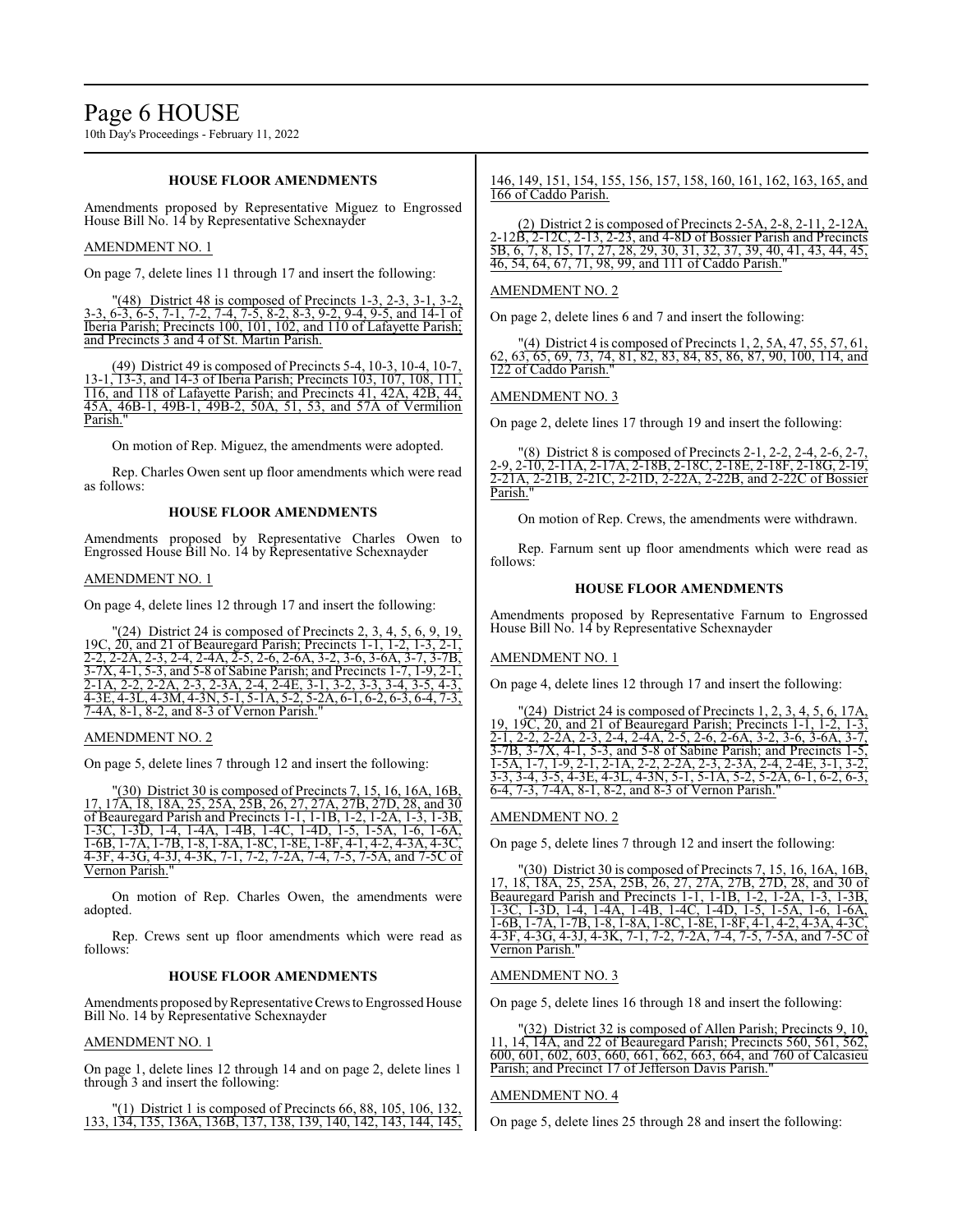**HOUSE FLOOR AMENDMENTS**

Amendments proposed by Representative Miguez to Engrossed House Bill No. 14 by Representative Schexnayder

AMENDMENT NO. 1

On page 7, delete lines 11 through 17 and insert the following:

"(48) District 48 is composed of Precincts 1-3, 2-3, 3-1, 3-2, 3-3, 6-3, 6-5, 7-1, 7-2, 7-4, 7-5, 8-2, 8-3, 9-2, 9-4, 9-5, and 14-1 of Iberia Parish; Precincts 100, 101, 102, and 110 of Lafayette Parish; and Precincts 3 and 4 of St. Martin Parish.

(49) District 49 is composed of Precincts 5-4, 10-3, 10-4, 10-7, 13-1, 13-3, and 14-3 of Iberia Parish; Precincts 103, 107, 108, 111, 116, and 118 of Lafayette Parish; and Precincts 41, 42A, 42B, 44, 45A, 46B-1, 49B-1, 49B-2, 50A, 51, 53, and 57A of Vermilion Parish."

On motion of Rep. Miguez, the amendments were adopted.

Rep. Charles Owen sent up floor amendments which were read as follows:

**HOUSE FLOOR AMENDMENTS**

Amendments proposed by Representative Charles Owen to Engrossed House Bill No. 14 by Representative Schexnayder

AMENDMENT NO. 1

On page 4, delete lines 12 through 17 and insert the following:

"(24) District 24 is composed of Precincts 2, 3, 4, 5, 6, 9, 19, 19C, 20, and 21 of Beauregard Parish; Precincts 1-1, 1-2, 1-3, 2-1, 2-2, 2-2A, 2-3, 2-4, 2-4A, 2-5, 2-6, 2-6A, 3-2, 3-6, 3-6A, 3-7, 3-7B, 3-7X, 4-1, 5-3, and 5-8 of Sabine Parish; and Precincts 1-7, 1-9, 2-1, 2-1A, 2-2, 2-2A, 2-3, 2-3A, 2-4, 2-4E, 3-1, 3-2, 3-3, 3-4, 3-5, 4-3, 4-3E, 4-3L, 4-3M, 4-3N, 5-1, 5-1A, 5-2, 5-2A, 6-1, 6-2, 6-3, 6-4, 7-3, 7-4A, 8-1, 8-2, and 8-3 of Vernon Parish."

AMENDMENT NO. 2

On page 5, delete lines 7 through 12 and insert the following:

"(30) District 30 is composed of Precincts 7, 15, 16, 16A, 16B, 17, 17A, 18, 18A, 25, 25A, 25B, 26, 27, 27A, 27B, 27D, 28, and 30 of Beauregard Parish and Precincts 1-1, 1-1B, 1-2, 1-2A, 1-3, 1-3B, 1-3C, 1-3D, 1-4, 1-4A, 1-4B, 1-4C, 1-4D, 1-5, 1-5A, 1-6, 1-6A, 1-6B, 1-7A, 1-7B, 1-8, 1-8A, 1-8C, 1-8E, 1-8F, 4-1, 4-2, 4-3A, 4-3C, 4-3F, 4-3G, 4-3J, 4-3K, 7-1, 7-2, 7-2A, 7-4, 7-5, 7-5A, and 7-5C of Vernon Parish."

On motion of Rep. Charles Owen, the amendments were adopted.

Rep. Crews sent up floor amendments which were read as follows:

**HOUSE FLOOR AMENDMENTS**

Amendments proposed by Representative Crews to Engrossed House Bill No. 14 by Representative Schexnayder

AMENDMENT NO. 1

On page 1, delete lines 12 through 14 and on page 2, delete lines 1 through 3 and insert the following:

"(1) District 1 is composed of Precincts 66, 88, 105, 106, 132, 133, 134, 135, 136A, 136B, 137, 138, 139, 140, 142, 143, 144, 145, 146, 149, 151, 154, 155, 156, 157, 158, 160, 161, 162, 163, 165, and 166 of Caddo Parish.

(2) District 2 is composed of Precincts 2-5A, 2-8, 2-11, 2-12A, 2-12B, 2-12C, 2-13, 2-23, and 4-8D of Bossier Parish and Precincts 5B, 6, 7, 8, 15, 17, 27, 28, 29, 30, 31, 32, 37, 39, 40, 41, 43, 44, 45, 46, 54, 64, 67, 71, 98, 99, and 111 of Caddo Parish."

AMENDMENT NO. 2

On page 2, delete lines 6 and 7 and insert the following:

"(4) District 4 is composed of Precincts 1, 2, 5A, 47, 55, 57, 61, 62, 63, 65, 69, 73, 74, 81, 82, 83, 84, 85, 86, 87, 90, 100, 114, and 122 of Caddo Parish."

AMENDMENT NO. 3

On page 2, delete lines 17 through 19 and insert the following:

"(8) District 8 is composed of Precincts 2-1, 2-2, 2-4, 2-6, 2-7, 2-9, 2-10, 2-11A, 2-17A, 2-18B, 2-18C, 2-18E, 2-18F, 2-18G, 2-19, 2-21A, 2-21B, 2-21C, 2-21D, 2-22A, 2-22B, and 2-22C of Bossier Parish."

On motion of Rep. Crews, the amendments were withdrawn.

Rep. Farnum sent up floor amendments which were read as follows:

**HOUSE FLOOR AMENDMENTS**

Amendments proposed by Representative Farnum to Engrossed House Bill No. 14 by Representative Schexnayder

AMENDMENT NO. 1

On page 4, delete lines 12 through 17 and insert the following:

"(24) District 24 is composed of Precincts 1, 2, 3, 4, 5, 6, 17A, 19, 19C, 20, and 21 of Beauregard Parish; Precincts 1-1, 1-2, 1-3, 2-1, 2-2, 2-2A, 2-3, 2-4, 2-4A, 2-5, 2-6, 2-6A, 3-2, 3-6, 3-6A, 3-7, 3-7B, 3-7X, 4-1, 5-3, and 5-8 of Sabine Parish; and Precincts 1-5, 1-5A, 1-7, 1-9, 2-1, 2-1A, 2-2, 2-2A, 2-3, 2-3A, 2-4, 2-4E, 3-1, 3-2, 3-3, 3-4, 3-5, 4-3E, 4-3L, 4-3N, 5-1, 5-1A, 5-2, 5-2A, 6-1, 6-2, 6-3, 6-4, 7-3, 7-4A, 8-1, 8-2, and 8-3 of Vernon Parish."

AMENDMENT NO. 2

On page 5, delete lines 7 through 12 and insert the following:

"(30) District 30 is composed of Precincts 7, 15, 16, 16A, 16B, 17, 18, 18A, 25, 25A, 25B, 26, 27, 27A, 27B, 27D, 28, and 30 of Beauregard Parish and Precincts 1-1, 1-1B, 1-2, 1-2A, 1-3, 1-3B, 1-3C, 1-3D, 1-4, 1-4A, 1-4B, 1-4C, 1-4D, 1-5, 1-5A, 1-6, 1-6A, 1-6B, 1-7A, 1-7B, 1-8, 1-8A, 1-8C, 1-8E, 1-8F, 4-1, 4-2, 4-3A, 4-3C, 4-3F, 4-3G, 4-3J, 4-3K, 7-1, 7-2, 7-2A, 7-4, 7-5, 7-5A, and 7-5C of Vernon Parish."

AMENDMENT NO. 3

On page 5, delete lines 16 through 18 and insert the following:

"(32) District 32 is composed of Allen Parish; Precincts 9, 10, 11, 14, 14A, and 22 of Beauregard Parish; Precincts 560, 561, 562, 600, 601, 602, 603, 660, 661, 662, 663, 664, and 760 of Calcasieu Parish; and Precinct 17 of Jefferson Davis Parish."

AMENDMENT NO. 4

On page 5, delete lines 25 through 28 and insert the following: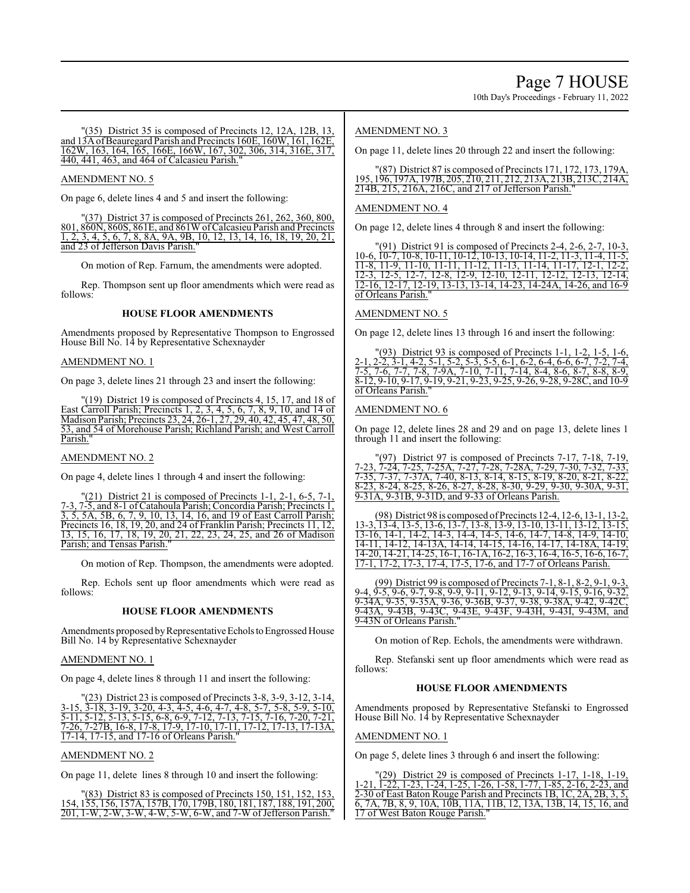"(35) District 35 is composed of Precincts 12, 12A, 12B, 13, and 13A of Beauregard Parish and Precincts 160E, 160W, 161, 162E, 162W, 163, 164, 165, 166E, 166W, 167, 302, 306, 314, 316E, 317, 440, 441, 463, and 464 of Calcasieu Parish."

AMENDMENT NO. 5

On page 6, delete lines 4 and 5 and insert the following:

"(37) District 37 is composed of Precincts 261, 262, 360, 800, 801, 860N, 860S, 861E, and 861W of Calcasieu Parish and Precincts 1, 2, 3, 4, 5, 6, 7, 8, 8A, 9A, 9B, 10, 12, 13, 14, 16, 18, 19, 20, 21, and 23 of Jefferson Davis Parish."

On motion of Rep. Farnum, the amendments were adopted.

Rep. Thompson sent up floor amendments which were read as follows:

**HOUSE FLOOR AMENDMENTS**

Amendments proposed by Representative Thompson to Engrossed House Bill No. 14 by Representative Schexnayder

AMENDMENT NO. 1

On page 3, delete lines 21 through 23 and insert the following:

"(19) District 19 is composed of Precincts 4, 15, 17, and 18 of East Carroll Parish; Precincts 1, 2, 3, 4, 5, 6, 7, 8, 9, 10, and 14 of Madison Parish; Precincts 23, 24, 26-1, 27, 29, 40, 42, 45, 47, 48, 50, 53, and 54 of Morehouse Parish; Richland Parish; and West Carroll Parish."

AMENDMENT NO. 2

On page 4, delete lines 1 through 4 and insert the following:

"(21) District 21 is composed of Precincts 1-1, 2-1, 6-5, 7-1, 7-3, 7-5, and 8-1 of Catahoula Parish; Concordia Parish; Precincts 1, 3, 5, 5A, 5B, 6, 7, 9, 10, 13, 14, 16, and 19 of East Carroll Parish; Precincts 16, 18, 19, 20, and 24 of Franklin Parish; Precincts 11, 12, 13, 15, 16, 17, 18, 19, 20, 21, 22, 23, 24, 25, and 26 of Madison Parish; and Tensas Parish."

On motion of Rep. Thompson, the amendments were adopted.

Rep. Echols sent up floor amendments which were read as follows:

**HOUSE FLOOR AMENDMENTS**

Amendments proposed by Representative Echols to Engrossed House Bill No. 14 by Representative Schexnayder

AMENDMENT NO. 1

On page 4, delete lines 8 through 11 and insert the following:

"(23) District 23 is composed of Precincts 3-8, 3-9, 3-12, 3-14, 3-15, 3-18, 3-19, 3-20, 4-3, 4-5, 4-6, 4-7, 4-8, 5-7, 5-8, 5-9, 5-10, 5-11, 5-12, 5-13, 5-15, 6-8, 6-9, 7-12, 7-13, 7-15, 7-16, 7-20, 7-21, 7-26, 7-27B, 16-8, 17-8, 17-9, 17-10, 17-11, 17-12, 17-13, 17-13A, 17-14, 17-15, and 17-16 of Orleans Parish."

AMENDMENT NO. 2

On page 11, delete lines 8 through 10 and insert the following:

"(83) District 83 is composed of Precincts 150, 151, 152, 153, 154, 155, 156, 157A, 157B, 170, 179B, 180, 181, 187, 188, 191, 200, 201, 1-W, 2-W, 3-W, 4-W, 5-W, 6-W, and 7-W of Jefferson Parish."

AMENDMENT NO. 3

On page 11, delete lines 20 through 22 and insert the following:

"(87) District 87 is composed of Precincts 171, 172, 173, 179A, 195, 196, 197A, 197B, 205, 210, 211, 212, 213A, 213B, 213C, 214A, 214B, 215, 216A, 216C, and 217 of Jefferson Parish."

AMENDMENT NO. 4

On page 12, delete lines 4 through 8 and insert the following:

"(91) District 91 is composed of Precincts 2-4, 2-6, 2-7, 10-3, 10-6, 10-7, 10-8, 10-11, 10-12, 10-13, 10-14, 11-2, 11-3, 11-4, 11-5, 11-8, 11-9, 11-10, 11-11, 11-12, 11-13, 11-14, 11-17, 12-1, 12-2, 12-3, 12-5, 12-7, 12-8, 12-9, 12-10, 12-11, 12-12, 12-13, 12-14, 12-16, 12-17, 12-19, 13-13, 13-14, 14-23, 14-24A, 14-26, and 16-9 of Orleans Parish."

AMENDMENT NO. 5

On page 12, delete lines 13 through 16 and insert the following:

"(93) District 93 is composed of Precincts 1-1, 1-2, 1-5, 1-6, 2-1, 2-2, 3-1, 4-2, 5-1, 5-2, 5-3, 5-5, 6-1, 6-2, 6-4, 6-6, 6-7, 7-2, 7-4, 7-5, 7-6, 7-7, 7-8, 7-9A, 7-10, 7-11, 7-14, 8-4, 8-6, 8-7, 8-8, 8-9, 8-12, 9-10, 9-17, 9-19, 9-21, 9-23, 9-25, 9-26, 9-28, 9-28C, and 10-9 of Orleans Parish."

AMENDMENT NO. 6

On page 12, delete lines 28 and 29 and on page 13, delete lines 1 through 11 and insert the following:

"(97) District 97 is composed of Precincts 7-17, 7-18, 7-19, 7-23, 7-24, 7-25, 7-25A, 7-27, 7-28, 7-28A, 7-29, 7-30, 7-32, 7-33, 7-35, 7-37, 7-37A, 7-40, 8-13, 8-14, 8-15, 8-19, 8-20, 8-21, 8-22, 8-23, 8-24, 8-25, 8-26, 8-27, 8-28, 8-30, 9-29, 9-30, 9-30A, 9-31, 9-31A, 9-31B, 9-31D, and 9-33 of Orleans Parish.

(98) District 98 is composed of Precincts 12-4, 12-6, 13-1, 13-2, 13-3, 13-4, 13-5, 13-6, 13-7, 13-8, 13-9, 13-10, 13-11, 13-12, 13-15, 13-16, 14-1, 14-2, 14-3, 14-4, 14-5, 14-6, 14-7, 14-8, 14-9, 14-10, 14-11, 14-12, 14-13A, 14-14, 14-15, 14-16, 14-17, 14-18A, 14-19, 14-20, 14-21, 14-25, 16-1, 16-1A, 16-2, 16-3, 16-4, 16-5, 16-6, 16-7, 17-1, 17-2, 17-3, 17-4, 17-5, 17-6, and 17-7 of Orleans Parish.

(99) District 99 is composed of Precincts 7-1, 8-1, 8-2, 9-1, 9-3, 9-4, 9-5, 9-6, 9-7, 9-8, 9-9, 9-11, 9-12, 9-13, 9-14, 9-15, 9-16, 9-32, 9-34A, 9-35, 9-35A, 9-36, 9-36B, 9-37, 9-38, 9-38A, 9-42, 9-42C, 9-43A, 9-43B, 9-43C, 9-43E, 9-43F, 9-43H, 9-43I, 9-43M, and 9-43N of Orleans Parish."

On motion of Rep. Echols, the amendments were withdrawn.

Rep. Stefanski sent up floor amendments which were read as follows:

**HOUSE FLOOR AMENDMENTS**

Amendments proposed by Representative Stefanski to Engrossed House Bill No. 14 by Representative Schexnayder

AMENDMENT NO. 1

On page 5, delete lines 3 through 6 and insert the following:

"(29) District 29 is composed of Precincts 1-17, 1-18, 1-19, 1-21, 1-22, 1-23, 1-24, 1-25, 1-26, 1-58, 1-77, 1-85, 2-16, 2-23, and 2-30 of East Baton Rouge Parish and Precincts 1B, 1C, 2A, 2B, 3, 5, 6, 7A, 7B, 8, 9, 10A, 10B, 11A, 11B, 12, 13A, 13B, 14, 15, 16, and 17 of West Baton Rouge Parish."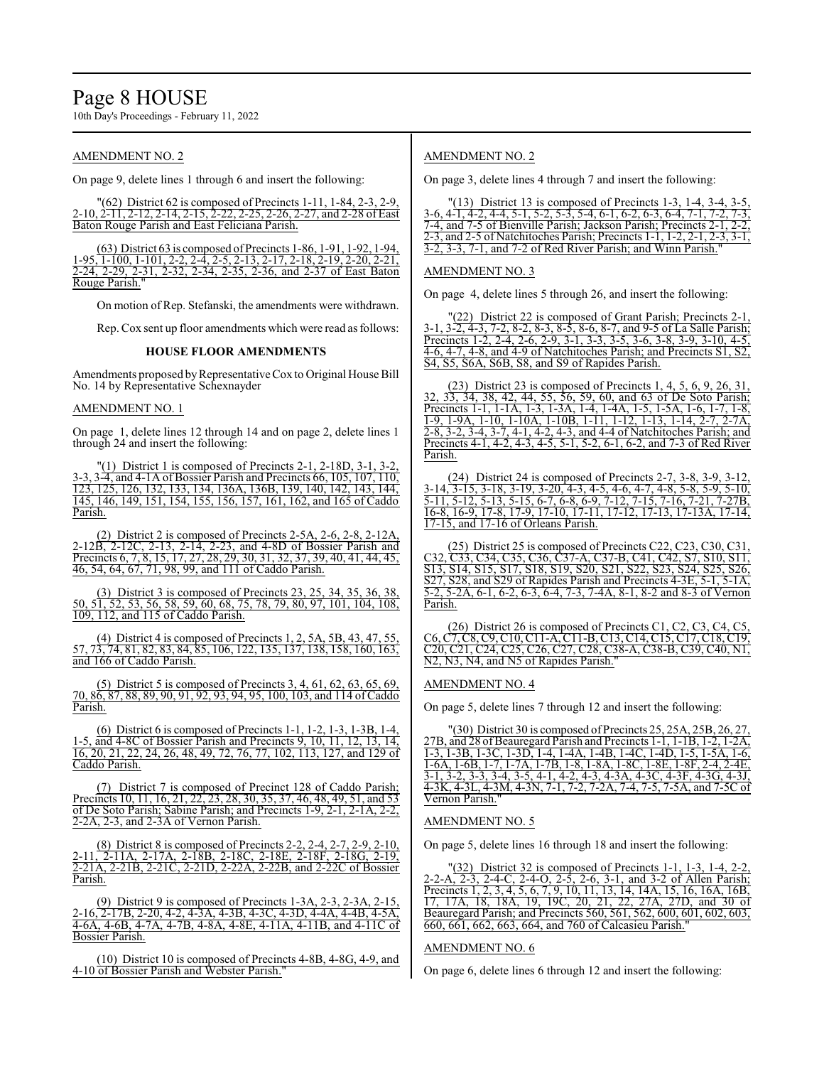AMENDMENT NO. 2

On page 9, delete lines 1 through 6 and insert the following:

"(62) District 62 is composed of Precincts 1-11, 1-84, 2-3, 2-9, 2-10, 2-11, 2-12, 2-14, 2-15, 2-22, 2-25, 2-26, 2-27, and 2-28 of East Baton Rouge Parish and East Feliciana Parish.

(63) District 63 is composed of Precincts 1-86, 1-91, 1-92, 1-94, 1-95, 1-100, 1-101, 2-2, 2-4, 2-5, 2-13, 2-17, 2-18, 2-19, 2-20, 2-21, 2-24, 2-29, 2-31, 2-32, 2-34, 2-35, 2-36, and 2-37 of East Baton Rouge Parish."

On motion of Rep. Stefanski, the amendments were withdrawn.

Rep. Cox sent up floor amendments which were read as follows:

**HOUSE FLOOR AMENDMENTS**

Amendments proposed by Representative Cox to Original House Bill No. 14 by Representative Schexnayder

AMENDMENT NO. 1

On page 1, delete lines 12 through 14 and on page 2, delete lines 1 through 24 and insert the following:

"(1) District 1 is composed of Precincts 2-1, 2-18D, 3-1, 3-2, 3-3, 3-4, and 4-1A of Bossier Parish and Precincts 66, 105, 107, 110, 123, 125, 126, 132, 133, 134, 136A, 136B, 139, 140, 142, 143, 144, 145, 146, 149, 151, 154, 155, 156, 157, 161, 162, and 165 of Caddo Parish.

(2) District 2 is composed of Precincts 2-5A, 2-6, 2-8, 2-12A, 2-12B, 2-12C, 2-13, 2-14, 2-23, and 4-8D of Bossier Parish and Precincts 6, 7, 8, 15, 17, 27, 28, 29, 30, 31, 32, 37, 39, 40, 41, 44, 45, 46, 54, 64, 67, 71, 98, 99, and 111 of Caddo Parish.

(3) District 3 is composed of Precincts 23, 25, 34, 35, 36, 38, 50, 51, 52, 53, 56, 58, 59, 60, 68, 75, 78, 79, 80, 97, 101, 104, 108, 109, 112, and 115 of Caddo Parish.

(4) District 4 is composed of Precincts 1, 2, 5A, 5B, 43, 47, 55, 57, 73, 74, 81, 82, 83, 84, 85, 106, 122, 135, 137, 138, 158, 160, 163, and 166 of Caddo Parish.

(5) District 5 is composed of Precincts 3, 4, 61, 62, 63, 65, 69, 70, 86, 87, 88, 89, 90, 91, 92, 93, 94, 95, 100, 103, and 114 of Caddo Parish.

(6) District 6 is composed of Precincts 1-1, 1-2, 1-3, 1-3B, 1-4, 1-5, and 4-8C of Bossier Parish and Precincts 9, 10, 11, 12, 13, 14, 16, 20, 21, 22, 24, 26, 48, 49, 72, 76, 77, 102, 113, 127, and 129 of Caddo Parish.

(7) District 7 is composed of Precinct 128 of Caddo Parish; Precincts 10, 11, 16, 21, 22, 23, 28, 30, 35, 37, 46, 48, 49, 51, and 53 of De Soto Parish; Sabine Parish; and Precincts 1-9, 2-1, 2-1A, 2-2, 2-2A, 2-3, and 2-3A of Vernon Parish.

(8) District 8 is composed of Precincts 2-2, 2-4, 2-7, 2-9, 2-10, 2-11, 2-11A, 2-17A, 2-18B, 2-18C, 2-18E, 2-18F, 2-18G, 2-19, 2-21A, 2-21B, 2-21C, 2-21D, 2-22A, 2-22B, and 2-22C of Bossier Parish.

(9) District 9 is composed of Precincts 1-3A, 2-3, 2-3A, 2-15, 2-16, 2-17B, 2-20, 4-2, 4-3A, 4-3B, 4-3C, 4-3D, 4-4A, 4-4B, 4-5A, 4-6A, 4-6B, 4-7A, 4-7B, 4-8A, 4-8E, 4-11A, 4-11B, and 4-11C of Bossier Parish.

(10) District 10 is composed of Precincts 4-8B, 4-8G, 4-9, and 4-10 of Bossier Parish and Webster Parish."

AMENDMENT NO. 2

On page 3, delete lines 4 through 7 and insert the following:

"(13) District 13 is composed of Precincts 1-3, 1-4, 3-4, 3-5, 3-6, 4-1, 4-2, 4-4, 5-1, 5-2, 5-3, 5-4, 6-1, 6-2, 6-3, 6-4, 7-1, 7-2, 7-3, 7-4, and 7-5 of Bienville Parish; Jackson Parish; Precincts 2-1, 2-2, 2-3, and 2-5 of Natchitoches Parish; Precincts 1-1, 1-2, 2-1, 2-3, 3-1, 3-2, 3-3, 7-1, and 7-2 of Red River Parish; and Winn Parish."

AMENDMENT NO. 3

On page 4, delete lines 5 through 26, and insert the following:

"(22) District 22 is composed of Grant Parish; Precincts 2-1, 3-1, 3-2, 4-3, 7-2, 8-2, 8-3, 8-5, 8-6, 8-7, and 9-5 of La Salle Parish; Precincts 1-2, 2-4, 2-6, 2-9, 3-1, 3-3, 3-5, 3-6, 3-8, 3-9, 3-10, 4-5, 4-6, 4-7, 4-8, and 4-9 of Natchitoches Parish; and Precincts S1, S2, S4, S5, S6A, S6B, S8, and S9 of Rapides Parish.

(23) District 23 is composed of Precincts 1, 4, 5, 6, 9, 26, 31, 32, 33, 34, 38, 42, 44, 55, 56, 59, 60, and 63 of De Soto Parish; Precincts 1-1, 1-1A, 1-3, 1-3A, 1-4, 1-4A, 1-5, 1-5A, 1-6, 1-7, 1-8, 1-9, 1-9A, 1-10, 1-10A, 1-10B, 1-11, 1-12, 1-13, 1-14, 2-7, 2-7A, 2-8, 3-2, 3-4, 3-7, 4-1, 4-2, 4-3, and 4-4 of Natchitoches Parish; and Precincts 4-1, 4-2, 4-3, 4-5, 5-1, 5-2, 6-1, 6-2, and 7-3 of Red River Parish.

(24) District 24 is composed of Precincts 2-7, 3-8, 3-9, 3-12, 3-14, 3-15, 3-18, 3-19, 3-20, 4-3, 4-5, 4-6, 4-7, 4-8, 5-8, 5-9, 5-10, 5-11, 5-12, 5-13, 5-15, 6-7, 6-8, 6-9, 7-12, 7-15, 7-16, 7-21, 7-27B, 16-8, 16-9, 17-8, 17-9, 17-10, 17-11, 17-12, 17-13, 17-13A, 17-14, 17-15, and 17-16 of Orleans Parish.

(25) District 25 is composed of Precincts C22, C23, C30, C31, C32, C33, C34, C35, C36, C37-A, C37-B, C41, C42, S7, S10, S11, S13, S14, S15, S17, S18, S19, S20, S21, S22, S23, S24, S25, S26, S27, S28, and S29 of Rapides Parish and Precincts 4-3E, 5-1, 5-1A, 5-2, 5-2A, 6-1, 6-2, 6-3, 6-4, 7-3, 7-4A, 8-1, 8-2 and 8-3 of Vernon Parish.

(26) District 26 is composed of Precincts C1, C2, C3, C4, C5, C6, C7, C8, C9, C10, C11-A, C11-B, C13, C14, C15, C17, C18, C19, C20, C21, C24, C25, C26, C27, C28, C38-A, C38-B, C39, C40, N1, N2, N3, N4, and N5 of Rapides Parish."

AMENDMENT NO. 4

On page 5, delete lines 7 through 12 and insert the following:

"(30) District 30 is composed of Precincts 25, 25A, 25B, 26, 27, 27B, and 28 of Beauregard Parish and Precincts 1-1, 1-1B, 1-2, 1-2A, 1-3, 1-3B, 1-3C, 1-3D, 1-4, 1-4A, 1-4B, 1-4C, 1-4D, 1-5, 1-5A, 1-6, 1-6A, 1-6B, 1-7, 1-7A, 1-7B, 1-8, 1-8A, 1-8C, 1-8E, 1-8F, 2-4, 2-4E, 3-1, 3-2, 3-3, 3-4, 3-5, 4-1, 4-2, 4-3, 4-3A, 4-3C, 4-3F, 4-3G, 4-3J, 4-3K, 4-3L, 4-3M, 4-3N, 7-1, 7-2, 7-2A, 7-4, 7-5, 7-5A, and 7-5C of Vernon Parish."

AMENDMENT NO. 5

On page 5, delete lines 16 through 18 and insert the following:

"(32) District 32 is composed of Precincts 1-1, 1-3, 1-4, 2-2, 2-2-A, 2-3, 2-4-C, 2-4-O, 2-5, 2-6, 3-1, and 3-2 of Allen Parish; Precincts 1, 2, 3, 4, 5, 6, 7, 9, 10, 11, 13, 14, 14A, 15, 16, 16A, 16B, 17, 17A, 18, 18A, 19, 19C, 20, 21, 22, 27A, 27D, and 30 of Beauregard Parish; and Precincts 560, 561, 562, 600, 601, 602, 603, 660, 661, 662, 663, 664, and 760 of Calcasieu Parish."

AMENDMENT NO. 6

On page 6, delete lines 6 through 12 and insert the following: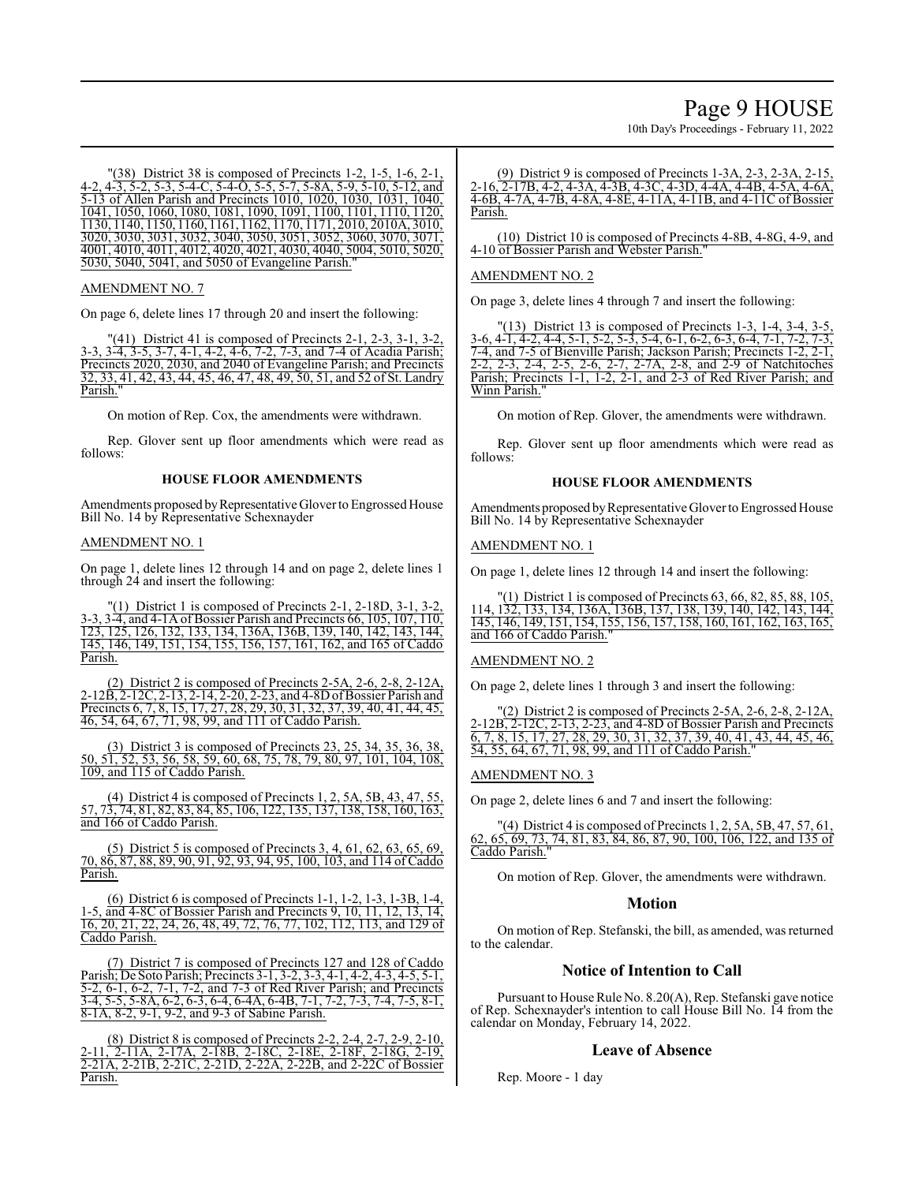"(38) District 38 is composed of Precincts 1-2, 1-5, 1-6, 2-1, 4-2, 4-3, 5-2, 5-3, 5-4-C, 5-4-O, 5-5, 5-7, 5-8A, 5-9, 5-10, 5-12, and 5-13 of Allen Parish and Precincts 1010, 1020, 1030, 1031, 1040, 1041, 1050, 1060, 1080, 1081, 1090, 1091, 1100, 1101, 1110, 1120, 1130, 1140, 1150, 1160, 1161, 1162, 1170, 1171, 2010, 2010A, 3010, 3020, 3030, 3031, 3032, 3040, 3050, 3051, 3052, 3060, 3070, 3071, 4001, 4010, 4011, 4012, 4020, 4021, 4030, 4040, 5004, 5010, 5020, 5030, 5040, 5041, and 5050 of Evangeline Parish."

AMENDMENT NO. 7

On page 6, delete lines 17 through 20 and insert the following:

"(41) District 41 is composed of Precincts 2-1, 2-3, 3-1, 3-2, 3-3, 3-4, 3-5, 3-7, 4-1, 4-2, 4-6, 7-2, 7-3, and 7-4 of Acadia Parish; Precincts 2020, 2030, and 2040 of Evangeline Parish; and Precincts 32, 33, 41, 42, 43, 44, 45, 46, 47, 48, 49, 50, 51, and 52 of St. Landry Parish."

On motion of Rep. Cox, the amendments were withdrawn.

Rep. Glover sent up floor amendments which were read as follows:

**HOUSE FLOOR AMENDMENTS**

Amendments proposed by Representative Glover to Engrossed House Bill No. 14 by Representative Schexnayder

AMENDMENT NO. 1

On page 1, delete lines 12 through 14 and on page 2, delete lines 1 through 24 and insert the following:

"(1) District 1 is composed of Precincts 2-1, 2-18D, 3-1, 3-2, 3-3, 3-4, and 4-1A of Bossier Parish and Precincts 66, 105, 107, 110, 123, 125, 126, 132, 133, 134, 136A, 136B, 139, 140, 142, 143, 144, 145, 146, 149, 151, 154, 155, 156, 157, 161, 162, and 165 of Caddo Parish.

(2) District 2 is composed of Precincts 2-5A, 2-6, 2-8, 2-12A, 2-12B, 2-12C, 2-13, 2-14, 2-20, 2-23, and 4-8D of Bossier Parish and Precincts 6, 7, 8, 15, 17, 27, 28, 29, 30, 31, 32, 37, 39, 40, 41, 44, 45, 46, 54, 64, 67, 71, 98, 99, and 111 of Caddo Parish.

(3) District 3 is composed of Precincts 23, 25, 34, 35, 36, 38, 50, 51, 52, 53, 56, 58, 59, 60, 68, 75, 78, 79, 80, 97, 101, 104, 108, 109, and 115 of Caddo Parish.

(4) District 4 is composed of Precincts 1, 2, 5A, 5B, 43, 47, 55, 57, 73, 74, 81, 82, 83, 84, 85, 106, 122, 135, 137, 138, 158, 160, 163, and 166 of Caddo Parish.

(5) District 5 is composed of Precincts 3, 4, 61, 62, 63, 65, 69, 70, 86, 87, 88, 89, 90, 91, 92, 93, 94, 95, 100, 103, and 114 of Caddo Parish.

(6) District 6 is composed of Precincts 1-1, 1-2, 1-3, 1-3B, 1-4, 1-5, and 4-8C of Bossier Parish and Precincts 9, 10, 11, 12, 13, 14, 16, 20, 21, 22, 24, 26, 48, 49, 72, 76, 77, 102, 112, 113, and 129 of Caddo Parish.

(7) District 7 is composed of Precincts 127 and 128 of Caddo Parish; De Soto Parish; Precincts 3-1, 3-2, 3-3, 4-1, 4-2, 4-3, 4-5, 5-1, 5-2, 6-1, 6-2, 7-1, 7-2, and 7-3 of Red River Parish; and Precincts 3-4, 5-5, 5-8A, 6-2, 6-3, 6-4, 6-4A, 6-4B, 7-1, 7-2, 7-3, 7-4, 7-5, 8-1, 8-1A, 8-2, 9-1, 9-2, and 9-3 of Sabine Parish.

(8) District 8 is composed of Precincts 2-2, 2-4, 2-7, 2-9, 2-10, 2-11, 2-11A, 2-17A, 2-18B, 2-18C, 2-18E, 2-18F, 2-18G, 2-19, 2-21A, 2-21B, 2-21C, 2-21D, 2-22A, 2-22B, and 2-22C of Bossier Parish.

(9) District 9 is composed of Precincts 1-3A, 2-3, 2-3A, 2-15, 2-16, 2-17B, 4-2, 4-3A, 4-3B, 4-3C, 4-3D, 4-4A, 4-4B, 4-5A, 4-6A, 4-6B, 4-7A, 4-7B, 4-8A, 4-8E, 4-11A, 4-11B, and 4-11C of Bossier Parish.

(10) District 10 is composed of Precincts 4-8B, 4-8G, 4-9, and 4-10 of Bossier Parish and Webster Parish."

AMENDMENT NO. 2

On page 3, delete lines 4 through 7 and insert the following:

"(13) District 13 is composed of Precincts 1-3, 1-4, 3-4, 3-5, 3-6, 4-1, 4-2, 4-4, 5-1, 5-2, 5-3, 5-4, 6-1, 6-2, 6-3, 6-4, 7-1, 7-2, 7-3, 7-4, and 7-5 of Bienville Parish; Jackson Parish; Precincts 1-2, 2-1, 2-2, 2-3, 2-4, 2-5, 2-6, 2-7, 2-7A, 2-8, and 2-9 of Natchitoches Parish; Precincts 1-1, 1-2, 2-1, and 2-3 of Red River Parish; and Winn Parish."

On motion of Rep. Glover, the amendments were withdrawn.

Rep. Glover sent up floor amendments which were read as follows:

**HOUSE FLOOR AMENDMENTS**

Amendments proposed by Representative Glover to Engrossed House Bill No. 14 by Representative Schexnayder

AMENDMENT NO. 1

On page 1, delete lines 12 through 14 and insert the following:

"(1) District 1 is composed of Precincts 63, 66, 82, 85, 88, 105, 114, 132, 133, 134, 136A, 136B, 137, 138, 139, 140, 142, 143, 144, 145, 146, 149, 151, 154, 155, 156, 157, 158, 160, 161, 162, 163, 165, and 166 of Caddo Parish."

AMENDMENT NO. 2

On page 2, delete lines 1 through 3 and insert the following:

"(2) District 2 is composed of Precincts 2-5A, 2-6, 2-8, 2-12A, 2-12B, 2-12C, 2-13, 2-23, and 4-8D of Bossier Parish and Precincts 6, 7, 8, 15, 17, 27, 28, 29, 30, 31, 32, 37, 39, 40, 41, 43, 44, 45, 46, 54, 55, 64, 67, 71, 98, 99, and 111 of Caddo Parish."

AMENDMENT NO. 3

On page 2, delete lines 6 and 7 and insert the following:

"(4) District 4 is composed of Precincts 1, 2, 5A, 5B, 47, 57, 61, 62, 65, 69, 73, 74, 81, 83, 84, 86, 87, 90, 100, 106, 122, and 135 of Caddo Parish."

On motion of Rep. Glover, the amendments were withdrawn.

## Motion

On motion of Rep. Stefanski, the bill, as amended, was returned to the calendar.

## Notice of Intention to Call

Pursuant to House Rule No. 8.20(A), Rep. Stefanski gave notice of Rep. Schexnayder's intention to call House Bill No. 14 from the calendar on Monday, February 14, 2022.

## Leave of Absence

Rep. Moore - 1 day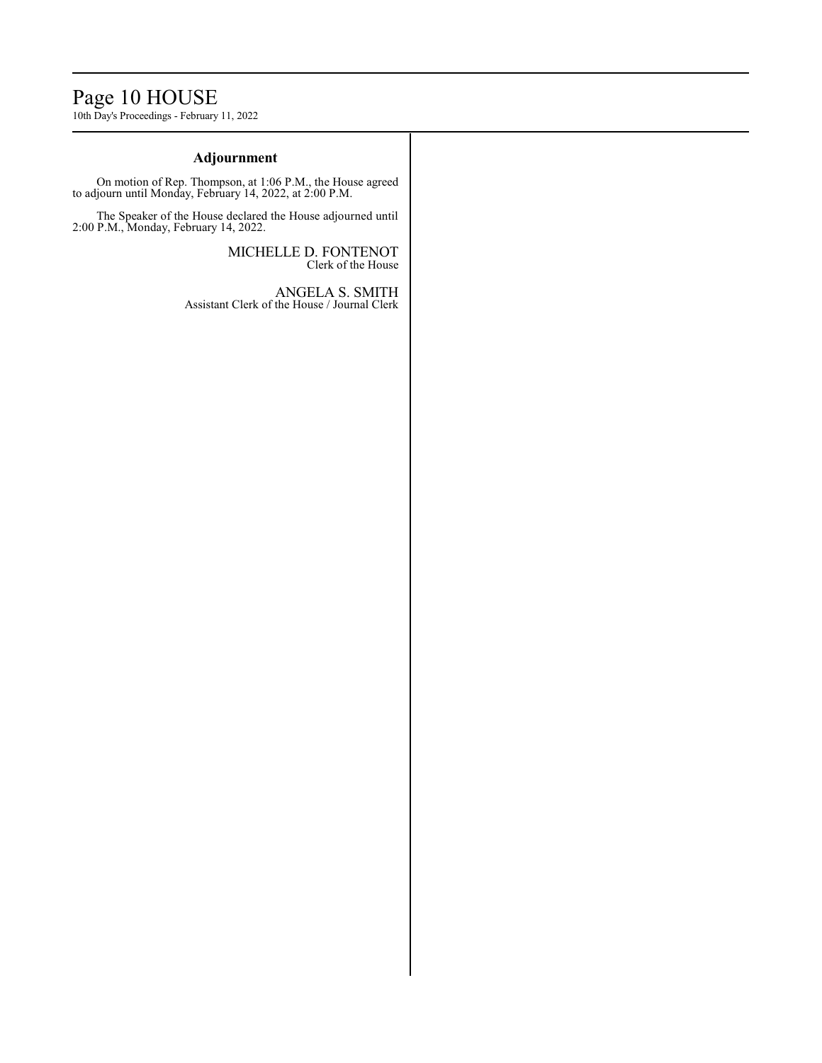## Adjournment

On motion of Rep. Thompson, at 1:06 P.M., the House agreed to adjourn until Monday, February 14, 2022, at 2:00 P.M.

The Speaker of the House declared the House adjourned until 2:00 P.M., Monday, February 14, 2022.

MICHELLE D. FONTENOT
Clerk of the House

ANGELA S. SMITH
Assistant Clerk of the House / Journal Clerk